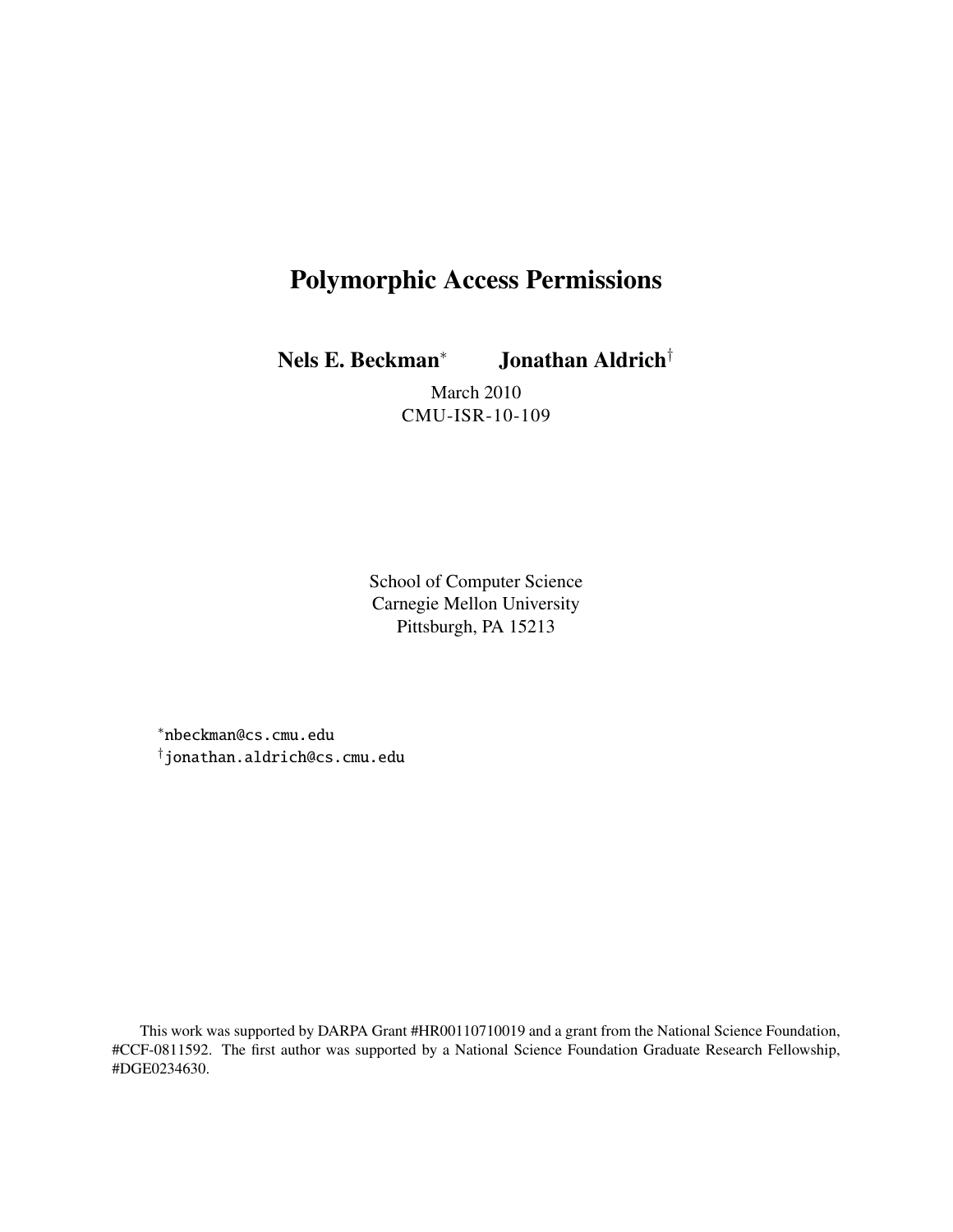# Polymorphic Access Permissions

**Nels E. Beckman*** **Jonathan Aldrich†**

March 2010
CMU-ISR-10-109

School of Computer Science
Carnegie Mellon University
Pittsburgh, PA 15213

*nbeckman@cs.cmu.edu
†jonathan.aldrich@cs.cmu.edu

This work was supported by DARPA Grant #HR00110710019 and a grant from the National Science Foundation, #CCF-0811592. The first author was supported by a National Science Foundation Graduate Research Fellowship, #DGE0234630.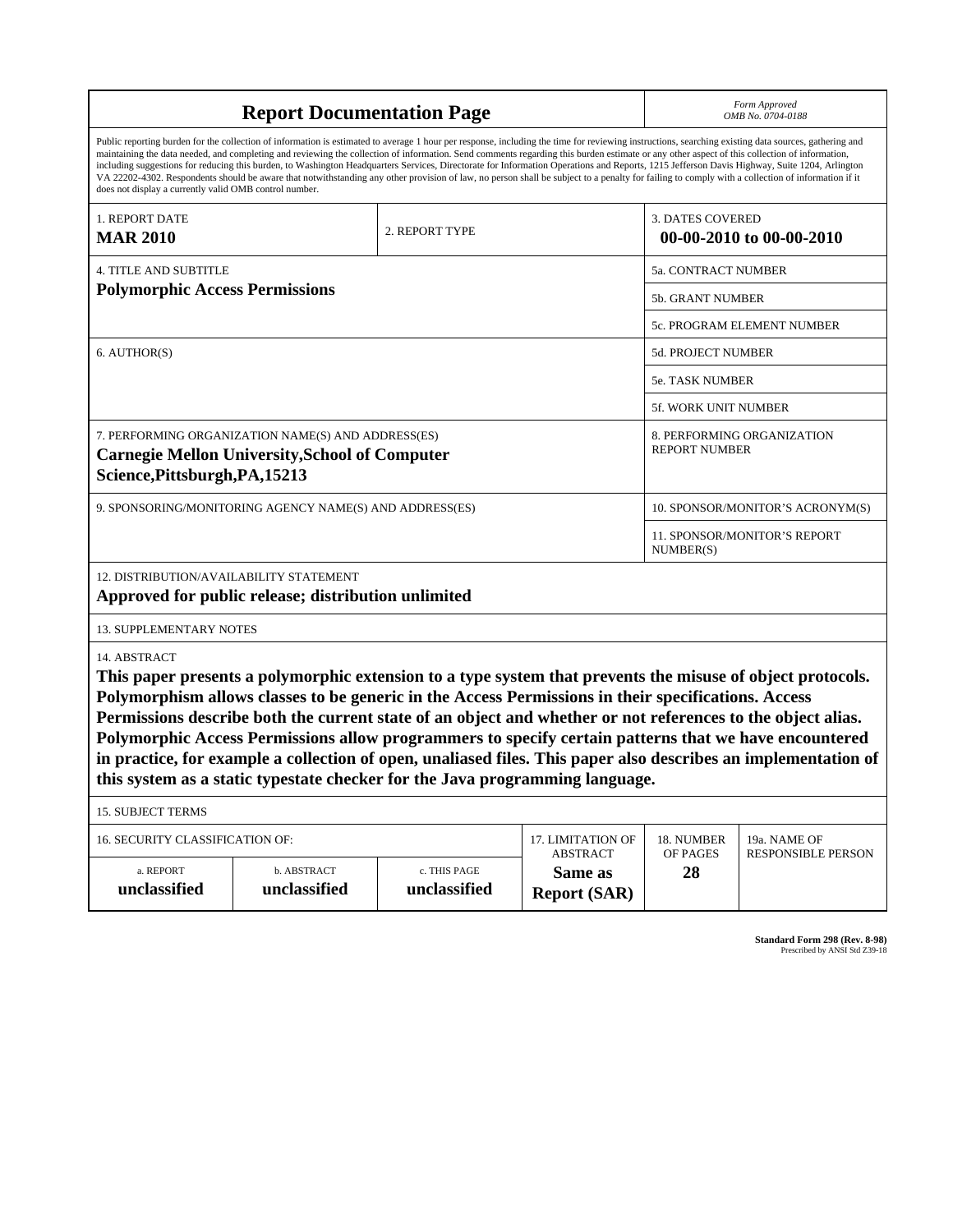# Report Documentation Page

*Form Approved*
*OMB No. 0704-0188*

Public reporting burden for the collection of information is estimated to average 1 hour per response, including the time for reviewing instructions, searching existing data sources, gathering and maintaining the data needed, and completing and reviewing the collection of information. Send comments regarding this burden estimate or any other aspect of this collection of information, including suggestions for reducing this burden, to Washington Headquarters Services, Directorate for Information Operations and Reports, 1215 Jefferson Davis Highway, Suite 1204, Arlington VA 22202-4302. Respondents should be aware that notwithstanding any other provision of law, no person shall be subject to a penalty for failing to comply with a collection of information if it does not display a currently valid OMB control number.

| 1. REPORT DATE | 2. REPORT TYPE | 3. DATES COVERED |
|---|---|---|
| **MAR 2010** | | **00-00-2010 to 00-00-2010** |

| 4. TITLE AND SUBTITLE | |
|---|---|
| **Polymorphic Access Permissions** | 5a. CONTRACT NUMBER |
| | 5b. GRANT NUMBER |
| | 5c. PROGRAM ELEMENT NUMBER |
| 6. AUTHOR(S) | 5d. PROJECT NUMBER |
| | 5e. TASK NUMBER |
| | 5f. WORK UNIT NUMBER |
| 7. PERFORMING ORGANIZATION NAME(S) AND ADDRESS(ES) **Carnegie Mellon University,School of Computer Science,Pittsburgh,PA,15213** | 8. PERFORMING ORGANIZATION REPORT NUMBER |
| 9. SPONSORING/MONITORING AGENCY NAME(S) AND ADDRESS(ES) | 10. SPONSOR/MONITOR'S ACRONYM(S) |
| | 11. SPONSOR/MONITOR'S REPORT NUMBER(S) |

12. DISTRIBUTION/AVAILABILITY STATEMENT
**Approved for public release; distribution unlimited**

13. SUPPLEMENTARY NOTES

14. ABSTRACT
**This paper presents a polymorphic extension to a type system that prevents the misuse of object protocols. Polymorphism allows classes to be generic in the Access Permissions in their specifications. Access Permissions describe both the current state of an object and whether or not references to the object alias. Polymorphic Access Permissions allow programmers to specify certain patterns that we have encountered in practice, for example a collection of open, unaliased files. This paper also describes an implementation of this system as a static typestate checker for the Java programming language.**

15. SUBJECT TERMS

| 16. SECURITY CLASSIFICATION OF: | | | 17. LIMITATION OF ABSTRACT | 18. NUMBER OF PAGES | 19a. NAME OF RESPONSIBLE PERSON |
|---|---|---|---|---|---|
| a. REPORT | b. ABSTRACT | c. THIS PAGE | | | |
| **unclassified** | **unclassified** | **unclassified** | **Same as Report (SAR)** | **28** | |

**Standard Form 298 (Rev. 8-98)**
Prescribed by ANSI Std Z39-18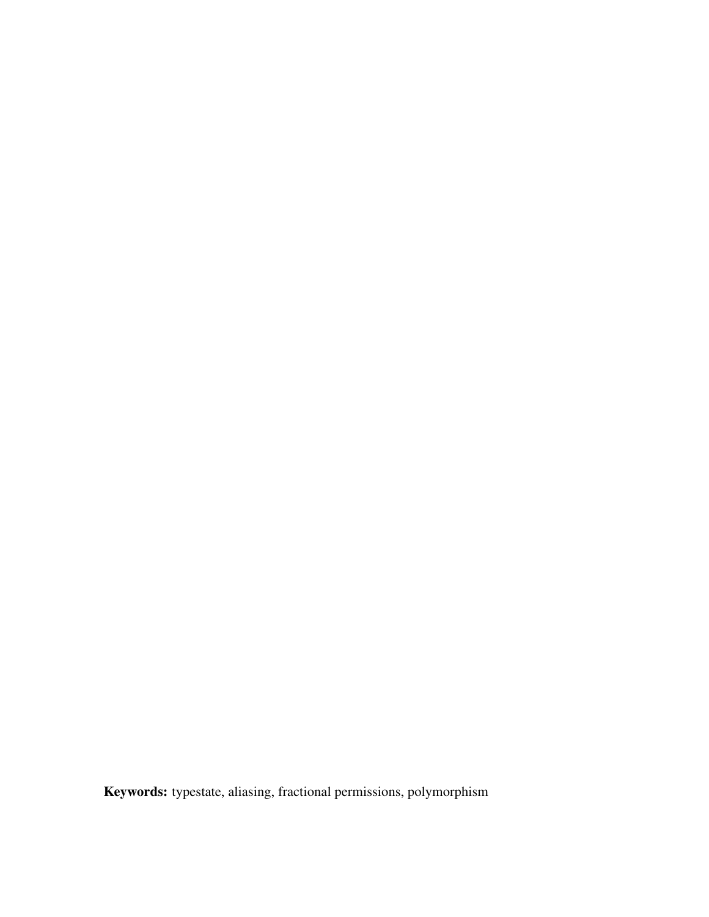**Keywords:** typestate, aliasing, fractional permissions, polymorphism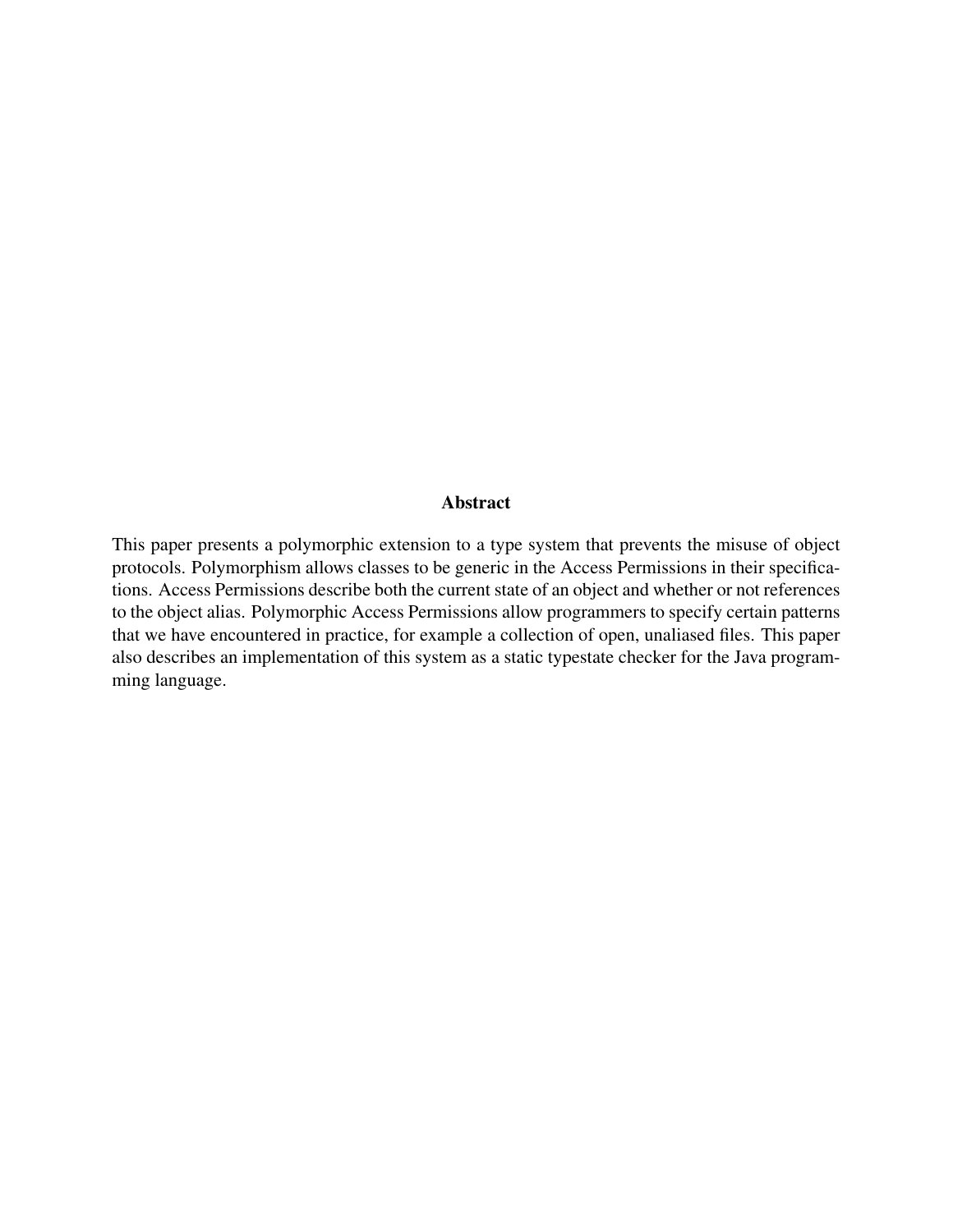## Abstract

This paper presents a polymorphic extension to a type system that prevents the misuse of object protocols. Polymorphism allows classes to be generic in the Access Permissions in their specifications. Access Permissions describe both the current state of an object and whether or not references to the object alias. Polymorphic Access Permissions allow programmers to specify certain patterns that we have encountered in practice, for example a collection of open, unaliased files. This paper also describes an implementation of this system as a static typestate checker for the Java programming language.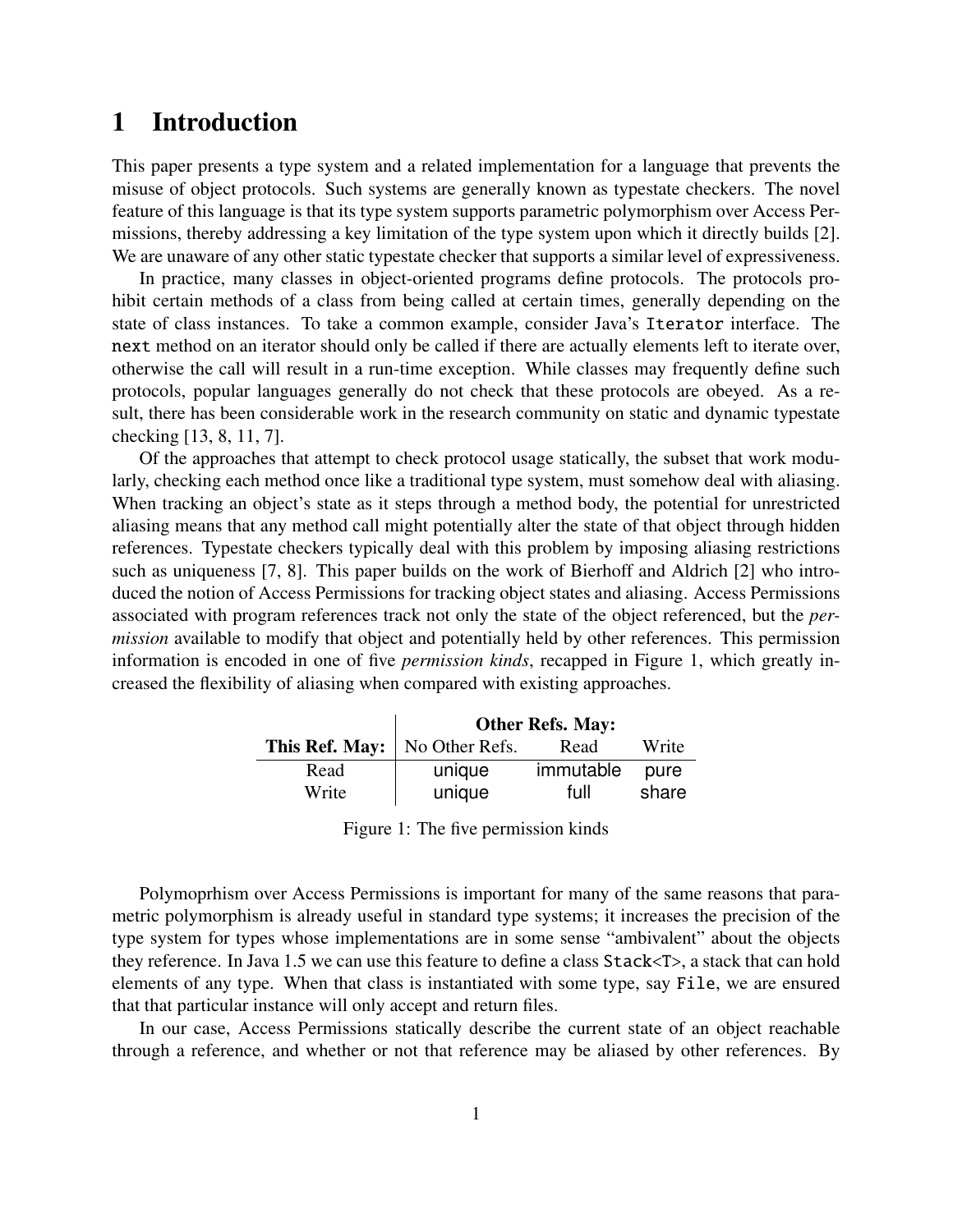# 1 Introduction

This paper presents a type system and a related implementation for a language that prevents the misuse of object protocols. Such systems are generally known as typestate checkers. The novel feature of this language is that its type system supports parametric polymorphism over Access Permissions, thereby addressing a key limitation of the type system upon which it directly builds [2]. We are unaware of any other static typestate checker that supports a similar level of expressiveness.

In practice, many classes in object-oriented programs define protocols. The protocols prohibit certain methods of a class from being called at certain times, generally depending on the state of class instances. To take a common example, consider Java's `Iterator` interface. The `next` method on an iterator should only be called if there are actually elements left to iterate over, otherwise the call will result in a run-time exception. While classes may frequently define such protocols, popular languages generally do not check that these protocols are obeyed. As a result, there has been considerable work in the research community on static and dynamic typestate checking [13, 8, 11, 7].

Of the approaches that attempt to check protocol usage statically, the subset that work modularly, checking each method once like a traditional type system, must somehow deal with aliasing. When tracking an object's state as it steps through a method body, the potential for unrestricted aliasing means that any method call might potentially alter the state of that object through hidden references. Typestate checkers typically deal with this problem by imposing aliasing restrictions such as uniqueness [7, 8]. This paper builds on the work of Bierhoff and Aldrich [2] who introduced the notion of Access Permissions for tracking object states and aliasing. Access Permissions associated with program references track not only the state of the object referenced, but the *permission* available to modify that object and potentially held by other references. This permission information is encoded in one of five *permission kinds*, recapped in Figure 1, which greatly increased the flexibility of aliasing when compared with existing approaches.

| | Other Refs. May: | | |
|---|---|---|---|
| **This Ref. May:** | No Other Refs. | Read | Write |
| Read | unique | immutable | pure |
| Write | unique | full | share |

Figure 1: The five permission kinds

Polymoprhism over Access Permissions is important for many of the same reasons that parametric polymorphism is already useful in standard type systems; it increases the precision of the type system for types whose implementations are in some sense "ambivalent" about the objects they reference. In Java 1.5 we can use this feature to define a class `Stack<T>`, a stack that can hold elements of any type. When that class is instantiated with some type, say `File`, we are ensured that that particular instance will only accept and return files.

In our case, Access Permissions statically describe the current state of an object reachable through a reference, and whether or not that reference may be aliased by other references. By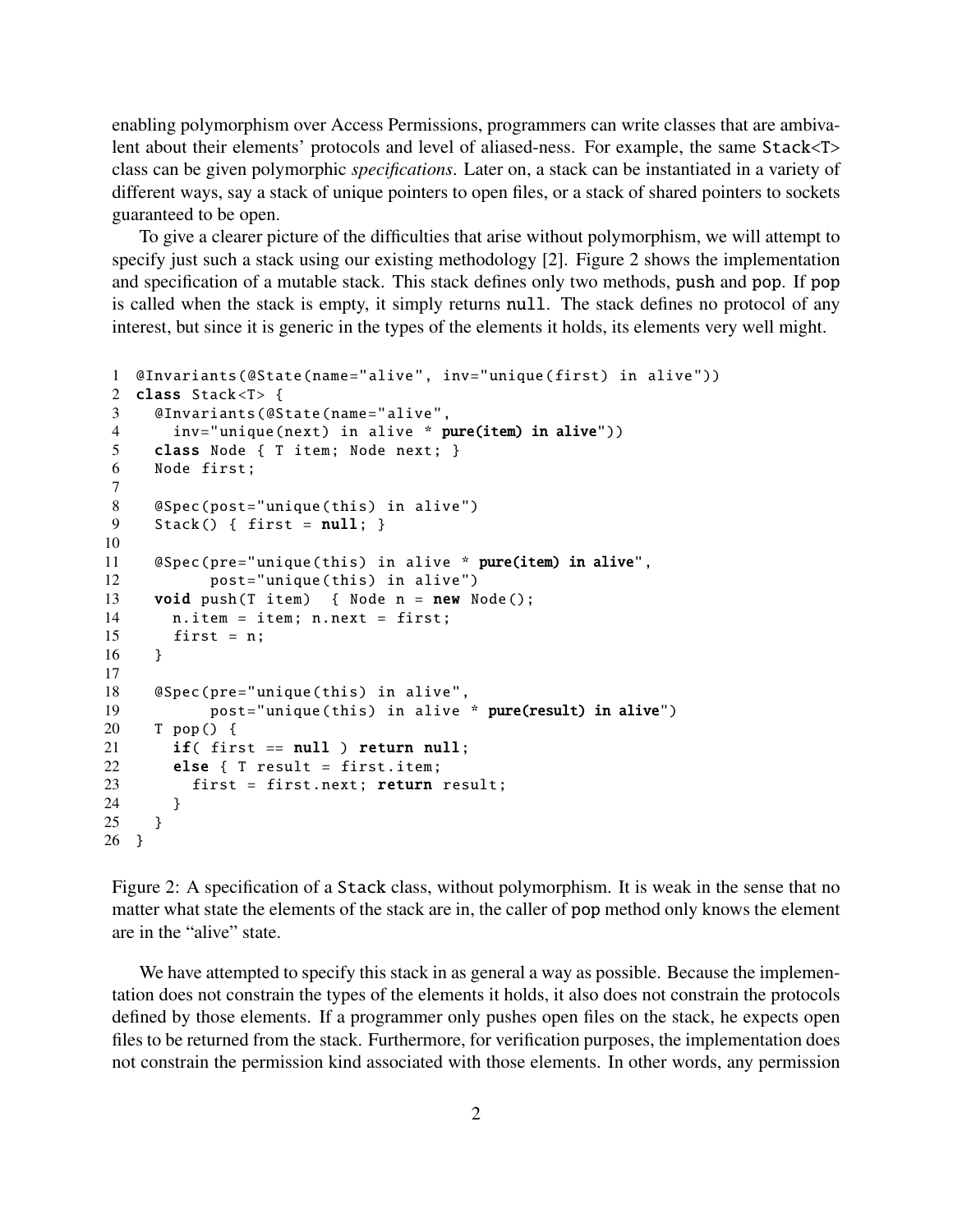enabling polymorphism over Access Permissions, programmers can write classes that are ambivalent about their elements' protocols and level of aliased-ness. For example, the same Stack<T> class can be given polymorphic *specifications*. Later on, a stack can be instantiated in a variety of different ways, say a stack of unique pointers to open files, or a stack of shared pointers to sockets guaranteed to be open.

To give a clearer picture of the difficulties that arise without polymorphism, we will attempt to specify just such a stack using our existing methodology [2]. Figure 2 shows the implementation and specification of a mutable stack. This stack defines only two methods, push and pop. If pop is called when the stack is empty, it simply returns null. The stack defines no protocol of any interest, but since it is generic in the types of the elements it holds, its elements very well might.

```
1  @Invariants(@State(name="alive", inv="unique(first) in alive"))
2  class Stack<T> {
3    @Invariants(@State(name="alive",
4      inv="unique(next) in alive * pure(item) in alive"))
5    class Node { T item; Node next; }
6    Node first;
7
8    @Spec(post="unique(this) in alive")
9    Stack() { first = null; }
10
11   @Spec(pre="unique(this) in alive * pure(item) in alive",
12         post="unique(this) in alive")
13   void push(T item)  { Node n = new Node();
14     n.item = item; n.next = first;
15     first = n;
16   }
17
18   @Spec(pre="unique(this) in alive",
19         post="unique(this) in alive * pure(result) in alive")
20   T pop() {
21     if( first == null ) return null;
22     else { T result = first.item;
23       first = first.next; return result;
24     }
25   }
26 }
```

Figure 2: A specification of a Stack class, without polymorphism. It is weak in the sense that no matter what state the elements of the stack are in, the caller of pop method only knows the element are in the "alive" state.

We have attempted to specify this stack in as general a way as possible. Because the implementation does not constrain the types of the elements it holds, it also does not constrain the protocols defined by those elements. If a programmer only pushes open files on the stack, he expects open files to be returned from the stack. Furthermore, for verification purposes, the implementation does not constrain the permission kind associated with those elements. In other words, any permission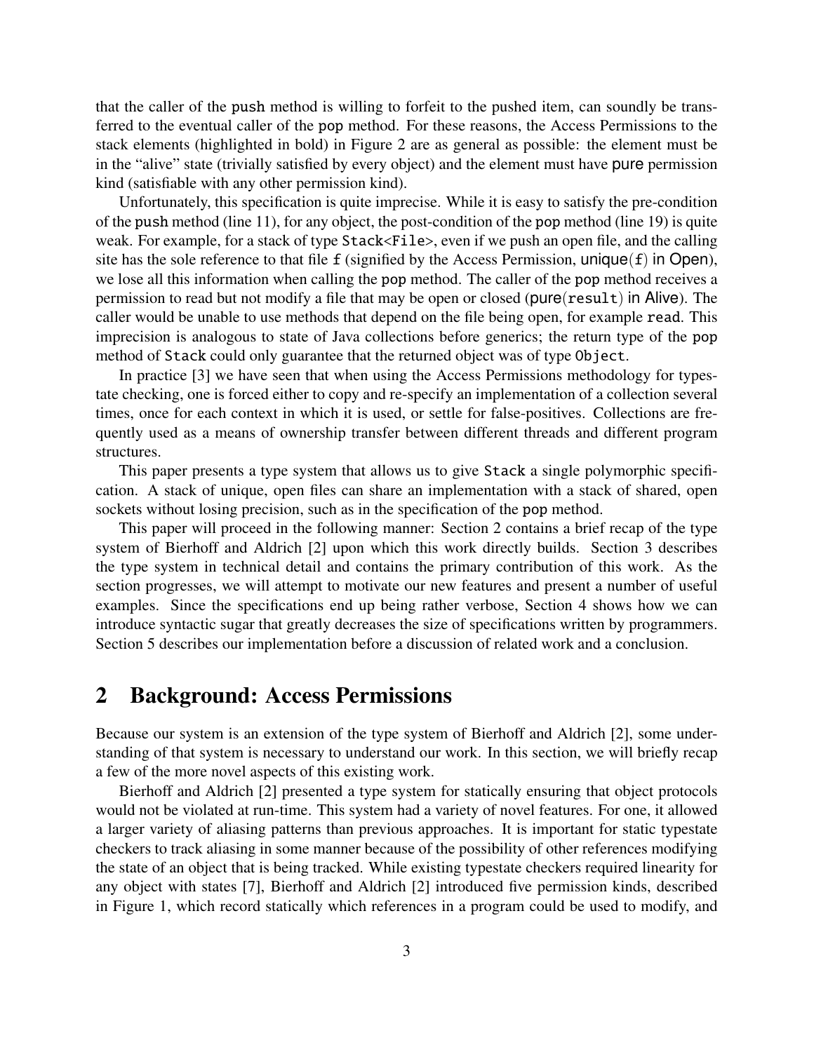that the caller of the push method is willing to forfeit to the pushed item, can soundly be transferred to the eventual caller of the pop method. For these reasons, the Access Permissions to the stack elements (highlighted in bold) in Figure 2 are as general as possible: the element must be in the "alive" state (trivially satisfied by every object) and the element must have pure permission kind (satisfiable with any other permission kind).

Unfortunately, this specification is quite imprecise. While it is easy to satisfy the pre-condition of the push method (line 11), for any object, the post-condition of the pop method (line 19) is quite weak. For example, for a stack of type `Stack<File>`, even if we push an open file, and the calling site has the sole reference to that file `f` (signified by the Access Permission, unique(`f`) in Open), we lose all this information when calling the pop method. The caller of the pop method receives a permission to read but not modify a file that may be open or closed (pure(`result`) in Alive). The caller would be unable to use methods that depend on the file being open, for example `read`. This imprecision is analogous to state of Java collections before generics; the return type of the pop method of Stack could only guarantee that the returned object was of type Object.

In practice [3] we have seen that when using the Access Permissions methodology for typestate checking, one is forced either to copy and re-specify an implementation of a collection several times, once for each context in which it is used, or settle for false-positives. Collections are frequently used as a means of ownership transfer between different threads and different program structures.

This paper presents a type system that allows us to give Stack a single polymorphic specification. A stack of unique, open files can share an implementation with a stack of shared, open sockets without losing precision, such as in the specification of the pop method.

This paper will proceed in the following manner: Section 2 contains a brief recap of the type system of Bierhoff and Aldrich [2] upon which this work directly builds. Section 3 describes the type system in technical detail and contains the primary contribution of this work. As the section progresses, we will attempt to motivate our new features and present a number of useful examples. Since the specifications end up being rather verbose, Section 4 shows how we can introduce syntactic sugar that greatly decreases the size of specifications written by programmers. Section 5 describes our implementation before a discussion of related work and a conclusion.

## 2 Background: Access Permissions

Because our system is an extension of the type system of Bierhoff and Aldrich [2], some understanding of that system is necessary to understand our work. In this section, we will briefly recap a few of the more novel aspects of this existing work.

Bierhoff and Aldrich [2] presented a type system for statically ensuring that object protocols would not be violated at run-time. This system had a variety of novel features. For one, it allowed a larger variety of aliasing patterns than previous approaches. It is important for static typestate checkers to track aliasing in some manner because of the possibility of other references modifying the state of an object that is being tracked. While existing typestate checkers required linearity for any object with states [7], Bierhoff and Aldrich [2] introduced five permission kinds, described in Figure 1, which record statically which references in a program could be used to modify, and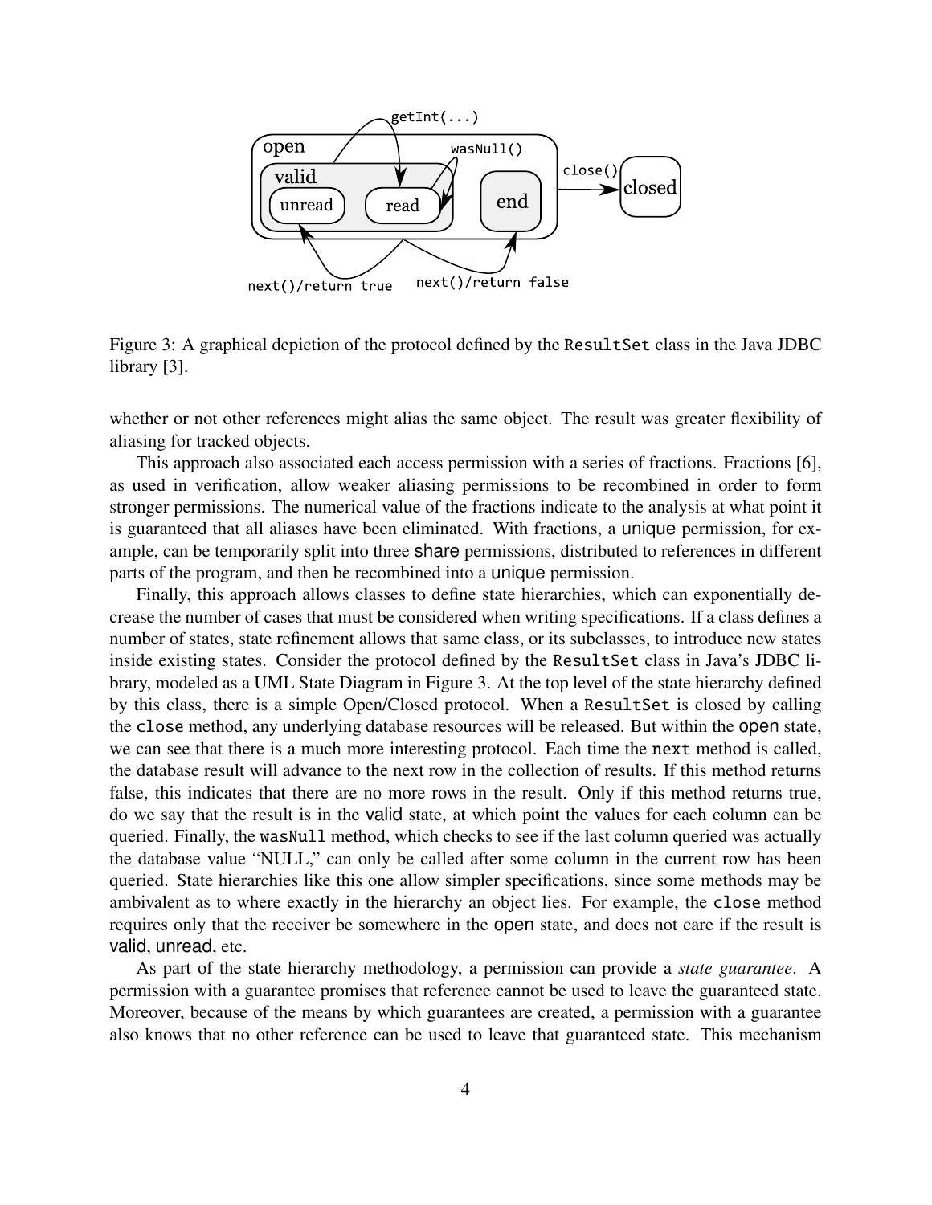Figure 3: A graphical depiction of the protocol defined by the `ResultSet` class in the Java JDBC library [3].

whether or not other references might alias the same object. The result was greater flexibility of aliasing for tracked objects.

This approach also associated each access permission with a series of fractions. Fractions [6], as used in verification, allow weaker aliasing permissions to be recombined in order to form stronger permissions. The numerical value of the fractions indicate to the analysis at what point it is guaranteed that all aliases have been eliminated. With fractions, a unique permission, for example, can be temporarily split into three share permissions, distributed to references in different parts of the program, and then be recombined into a unique permission.

Finally, this approach allows classes to define state hierarchies, which can exponentially decrease the number of cases that must be considered when writing specifications. If a class defines a number of states, state refinement allows that same class, or its subclasses, to introduce new states inside existing states. Consider the protocol defined by the `ResultSet` class in Java's JDBC library, modeled as a UML State Diagram in Figure 3. At the top level of the state hierarchy defined by this class, there is a simple Open/Closed protocol. When a `ResultSet` is closed by calling the `close` method, any underlying database resources will be released. But within the open state, we can see that there is a much more interesting protocol. Each time the `next` method is called, the database result will advance to the next row in the collection of results. If this method returns false, this indicates that there are no more rows in the result. Only if this method returns true, do we say that the result is in the valid state, at which point the values for each column can be queried. Finally, the `wasNull` method, which checks to see if the last column queried was actually the database value "NULL," can only be called after some column in the current row has been queried. State hierarchies like this one allow simpler specifications, since some methods may be ambivalent as to where exactly in the hierarchy an object lies. For example, the `close` method requires only that the receiver be somewhere in the open state, and does not care if the result is valid, unread, etc.

As part of the state hierarchy methodology, a permission can provide a *state guarantee*. A permission with a guarantee promises that reference cannot be used to leave the guaranteed state. Moreover, because of the means by which guarantees are created, a permission with a guarantee also knows that no other reference can be used to leave that guaranteed state. This mechanism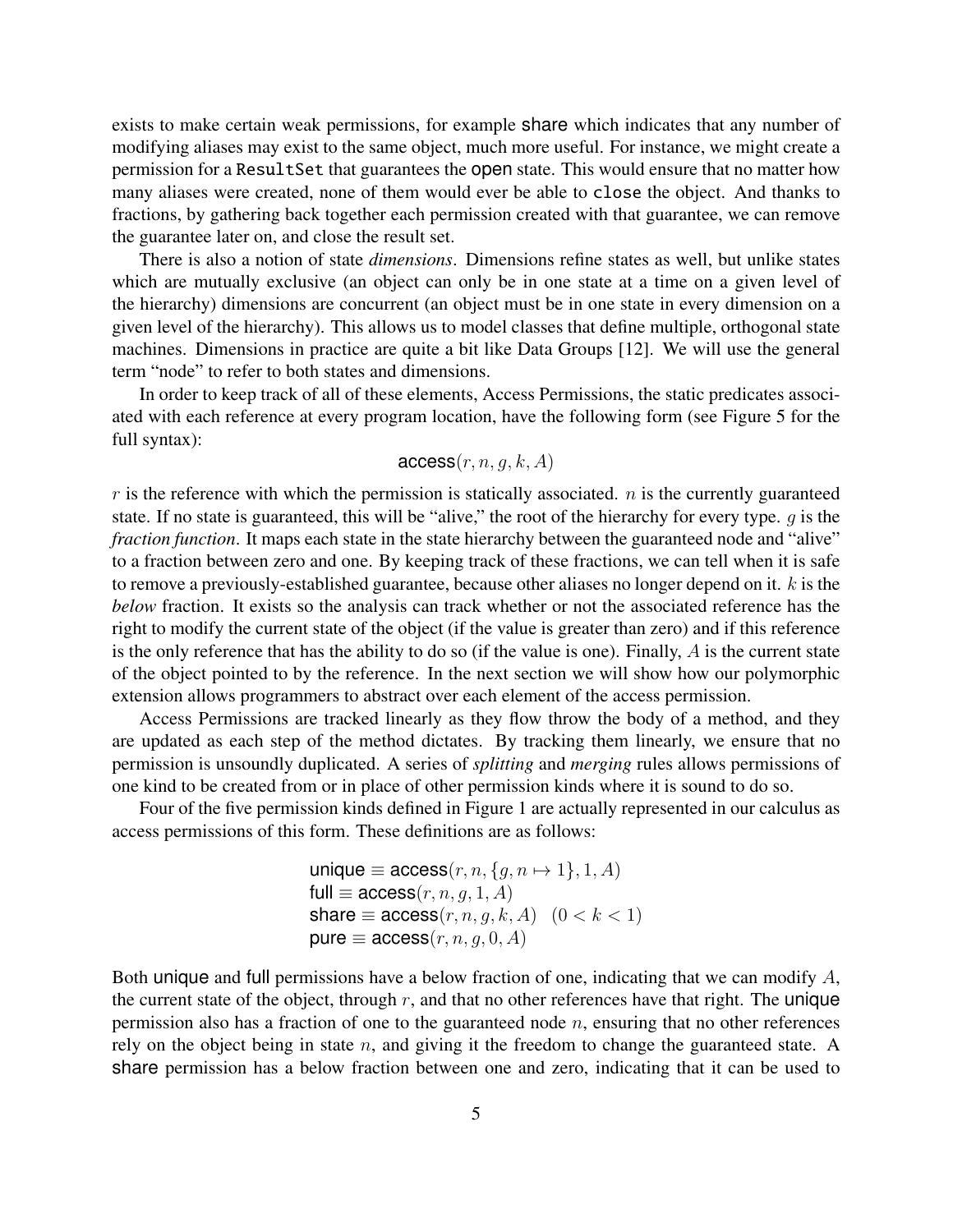exists to make certain weak permissions, for example share which indicates that any number of modifying aliases may exist to the same object, much more useful. For instance, we might create a permission for a `ResultSet` that guarantees the open state. This would ensure that no matter how many aliases were created, none of them would ever be able to `close` the object. And thanks to fractions, by gathering back together each permission created with that guarantee, we can remove the guarantee later on, and close the result set.

There is also a notion of state *dimensions*. Dimensions refine states as well, but unlike states which are mutually exclusive (an object can only be in one state at a time on a given level of the hierarchy) dimensions are concurrent (an object must be in one state in every dimension on a given level of the hierarchy). This allows us to model classes that define multiple, orthogonal state machines. Dimensions in practice are quite a bit like Data Groups [12]. We will use the general term "node" to refer to both states and dimensions.

In order to keep track of all of these elements, Access Permissions, the static predicates associated with each reference at every program location, have the following form (see Figure 5 for the full syntax):

$$\mathsf{access}(r, n, g, k, A)$$

$r$ is the reference with which the permission is statically associated. $n$ is the currently guaranteed state. If no state is guaranteed, this will be "alive," the root of the hierarchy for every type. $g$ is the *fraction function*. It maps each state in the state hierarchy between the guaranteed node and "alive" to a fraction between zero and one. By keeping track of these fractions, we can tell when it is safe to remove a previously-established guarantee, because other aliases no longer depend on it. $k$ is the *below* fraction. It exists so the analysis can track whether or not the associated reference has the right to modify the current state of the object (if the value is greater than zero) and if this reference is the only reference that has the ability to do so (if the value is one). Finally, $A$ is the current state of the object pointed to by the reference. In the next section we will show how our polymorphic extension allows programmers to abstract over each element of the access permission.

Access Permissions are tracked linearly as they flow throw the body of a method, and they are updated as each step of the method dictates. By tracking them linearly, we ensure that no permission is unsoundly duplicated. A series of *splitting* and *merging* rules allows permissions of one kind to be created from or in place of other permission kinds where it is sound to do so.

Four of the five permission kinds defined in Figure 1 are actually represented in our calculus as access permissions of this form. These definitions are as follows:

$$\begin{aligned}
&\mathsf{unique} \equiv \mathsf{access}(r, n, \{g, n \mapsto 1\}, 1, A) \\
&\mathsf{full} \equiv \mathsf{access}(r, n, g, 1, A) \\
&\mathsf{share} \equiv \mathsf{access}(r, n, g, k, A) \quad (0 < k < 1) \\
&\mathsf{pure} \equiv \mathsf{access}(r, n, g, 0, A)
\end{aligned}$$

Both unique and full permissions have a below fraction of one, indicating that we can modify $A$, the current state of the object, through $r$, and that no other references have that right. The unique permission also has a fraction of one to the guaranteed node $n$, ensuring that no other references rely on the object being in state $n$, and giving it the freedom to change the guaranteed state. A share permission has a below fraction between one and zero, indicating that it can be used to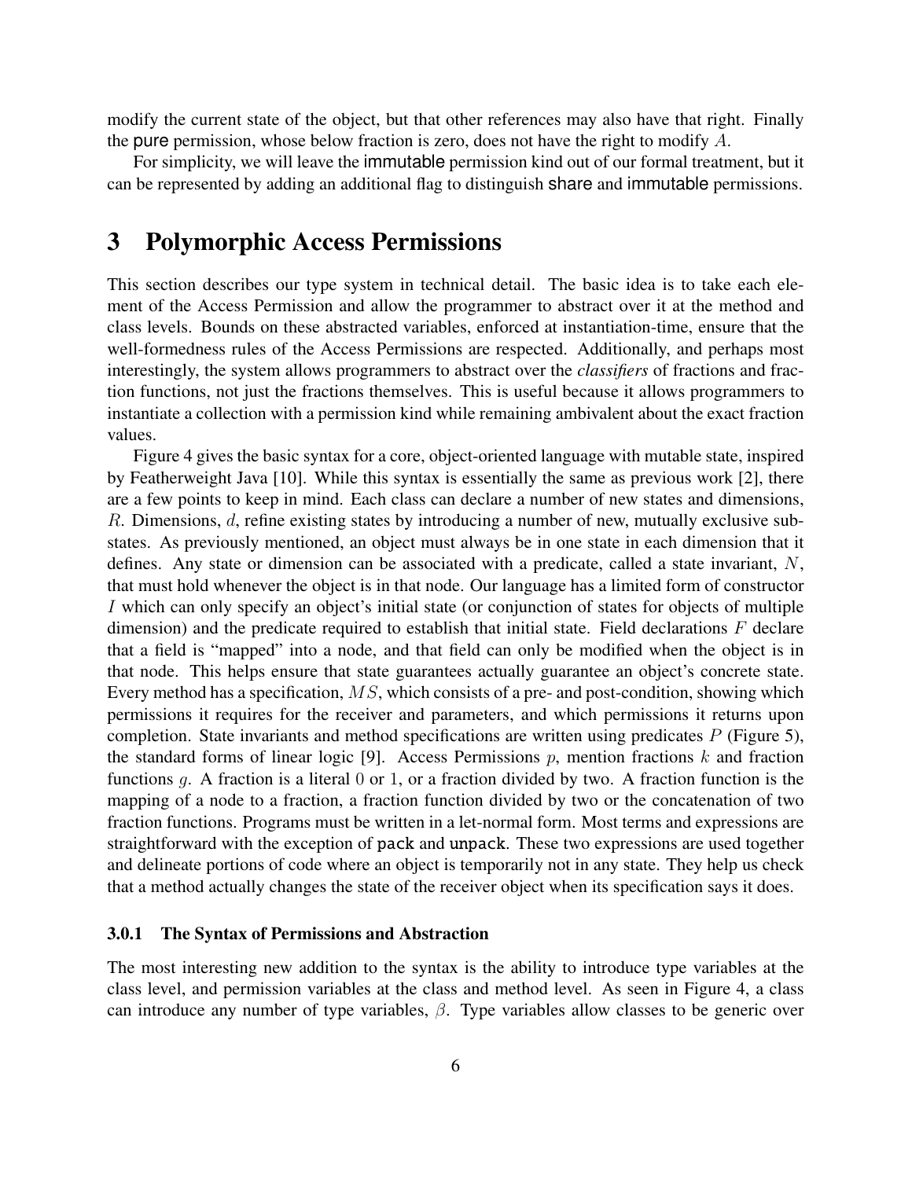modify the current state of the object, but that other references may also have that right. Finally the pure permission, whose below fraction is zero, does not have the right to modify $A$.

For simplicity, we will leave the immutable permission kind out of our formal treatment, but it can be represented by adding an additional flag to distinguish share and immutable permissions.

# 3 Polymorphic Access Permissions

This section describes our type system in technical detail. The basic idea is to take each element of the Access Permission and allow the programmer to abstract over it at the method and class levels. Bounds on these abstracted variables, enforced at instantiation-time, ensure that the well-formedness rules of the Access Permissions are respected. Additionally, and perhaps most interestingly, the system allows programmers to abstract over the *classifiers* of fractions and fraction functions, not just the fractions themselves. This is useful because it allows programmers to instantiate a collection with a permission kind while remaining ambivalent about the exact fraction values.

Figure 4 gives the basic syntax for a core, object-oriented language with mutable state, inspired by Featherweight Java [10]. While this syntax is essentially the same as previous work [2], there are a few points to keep in mind. Each class can declare a number of new states and dimensions, $R$. Dimensions, $d$, refine existing states by introducing a number of new, mutually exclusive substates. As previously mentioned, an object must always be in one state in each dimension that it defines. Any state or dimension can be associated with a predicate, called a state invariant, $N$, that must hold whenever the object is in that node. Our language has a limited form of constructor $I$ which can only specify an object's initial state (or conjunction of states for objects of multiple dimension) and the predicate required to establish that initial state. Field declarations $F$ declare that a field is "mapped" into a node, and that field can only be modified when the object is in that node. This helps ensure that state guarantees actually guarantee an object's concrete state. Every method has a specification, $MS$, which consists of a pre- and post-condition, showing which permissions it requires for the receiver and parameters, and which permissions it returns upon completion. State invariants and method specifications are written using predicates $P$ (Figure 5), the standard forms of linear logic [9]. Access Permissions $p$, mention fractions $k$ and fraction functions $g$. A fraction is a literal $0$ or $1$, or a fraction divided by two. A fraction function is the mapping of a node to a fraction, a fraction function divided by two or the concatenation of two fraction functions. Programs must be written in a let-normal form. Most terms and expressions are straightforward with the exception of `pack` and `unpack`. These two expressions are used together and delineate portions of code where an object is temporarily not in any state. They help us check that a method actually changes the state of the receiver object when its specification says it does.

### 3.0.1 The Syntax of Permissions and Abstraction

The most interesting new addition to the syntax is the ability to introduce type variables at the class level, and permission variables at the class and method level. As seen in Figure 4, a class can introduce any number of type variables, $\beta$. Type variables allow classes to be generic over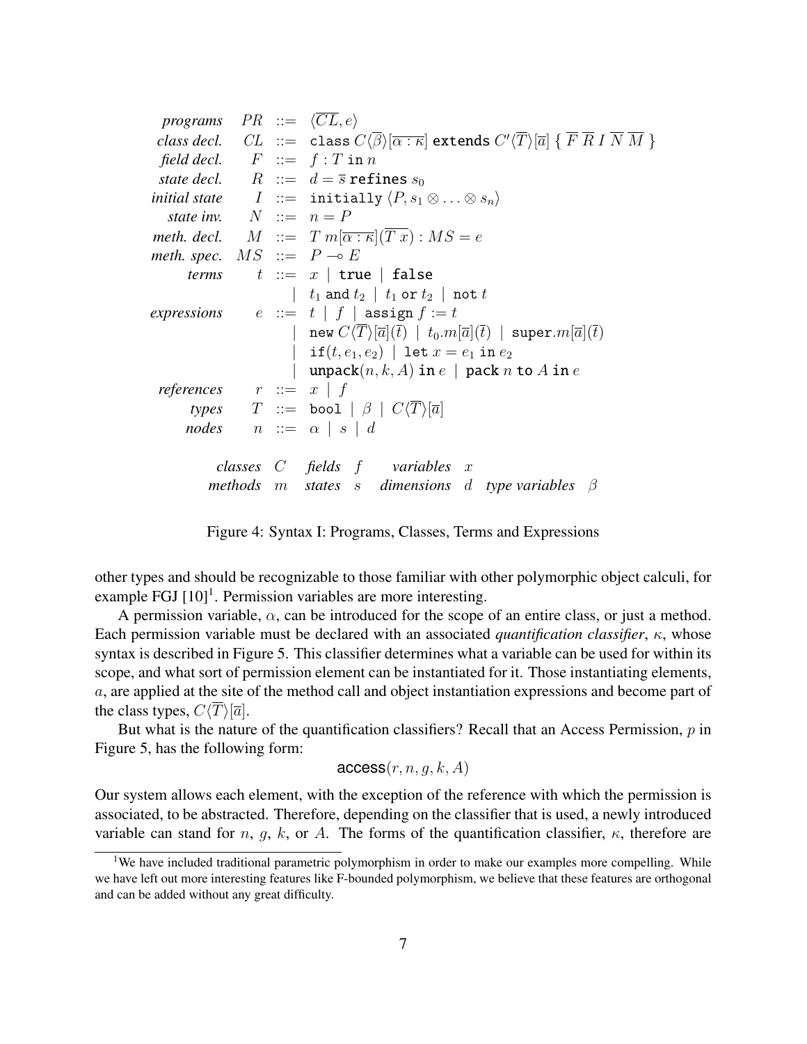$$
\begin{array}{rrcl}
\textit{programs} & PR & ::= & \langle \overline{CL}, e \rangle \\
\textit{class decl.} & CL & ::= & \texttt{class}\ C\langle\overline{\beta}\rangle[\overline{\alpha:\kappa}]\ \texttt{extends}\ C'\langle\overline{T}\rangle[\overline{a}]\ \{\ \overline{F}\ \overline{R}\ I\ \overline{N}\ \overline{M}\ \} \\
\textit{field decl.} & F & ::= & f : T\ \texttt{in}\ n \\
\textit{state decl.} & R & ::= & d = \overline{s}\ \texttt{refines}\ s_0 \\
\textit{initial state} & I & ::= & \texttt{initially}\ \langle P, s_1 \otimes \ldots \otimes s_n \rangle \\
\textit{state inv.} & N & ::= & n = P \\
\textit{meth. decl.} & M & ::= & T\ m[\overline{\alpha:\kappa}](\overline{T\ x}) : MS = e \\
\textit{meth. spec.} & MS & ::= & P \multimap E \\
\textit{terms} & t & ::= & x \mid \texttt{true} \mid \texttt{false} \\
 & & \mid & t_1\ \texttt{and}\ t_2 \mid t_1\ \texttt{or}\ t_2 \mid \texttt{not}\ t \\
\textit{expressions} & e & ::= & t \mid f \mid \texttt{assign}\ f := t \\
 & & \mid & \texttt{new}\ C\langle\overline{T}\rangle[\overline{a}](\overline{t}) \mid t_0.m[\overline{a}](\overline{t}) \mid \texttt{super}.m[\overline{a}](\overline{t}) \\
 & & \mid & \texttt{if}(t, e_1, e_2) \mid \texttt{let}\ x = e_1\ \texttt{in}\ e_2 \\
 & & \mid & \texttt{unpack}(n, k, A)\ \texttt{in}\ e \mid \texttt{pack}\ n\ \texttt{to}\ A\ \texttt{in}\ e \\
\textit{references} & r & ::= & x \mid f \\
\textit{types} & T & ::= & \texttt{bool} \mid \beta \mid C\langle\overline{T}\rangle[\overline{a}] \\
\textit{nodes} & n & ::= & \alpha \mid s \mid d
\end{array}
$$

*classes* $C$ *fields* $f$ *variables* $x$
*methods* $m$ *states* $s$ *dimensions* $d$ *type variables* $\beta$

Figure 4: Syntax I: Programs, Classes, Terms and Expressions

other types and should be recognizable to those familiar with other polymorphic object calculi, for example FGJ [10][1]. Permission variables are more interesting.

A permission variable, $\alpha$, can be introduced for the scope of an entire class, or just a method. Each permission variable must be declared with an associated *quantification classifier*, $\kappa$, whose syntax is described in Figure 5. This classifier determines what a variable can be used for within its scope, and what sort of permission element can be instantiated for it. Those instantiating elements, $a$, are applied at the site of the method call and object instantiation expressions and become part of the class types, $C\langle\overline{T}\rangle[\overline{a}]$.

But what is the nature of the quantification classifiers? Recall that an Access Permission, $p$ in Figure 5, has the following form:

$$\mathsf{access}(r, n, g, k, A)$$

Our system allows each element, with the exception of the reference with which the permission is associated, to be abstracted. Therefore, depending on the classifier that is used, a newly introduced variable can stand for $n$, $g$, $k$, or $A$. The forms of the quantification classifier, $\kappa$, therefore are

[1] We have included traditional parametric polymorphism in order to make our examples more compelling. While we have left out more interesting features like F-bounded polymorphism, we believe that these features are orthogonal and can be added without any great difficulty.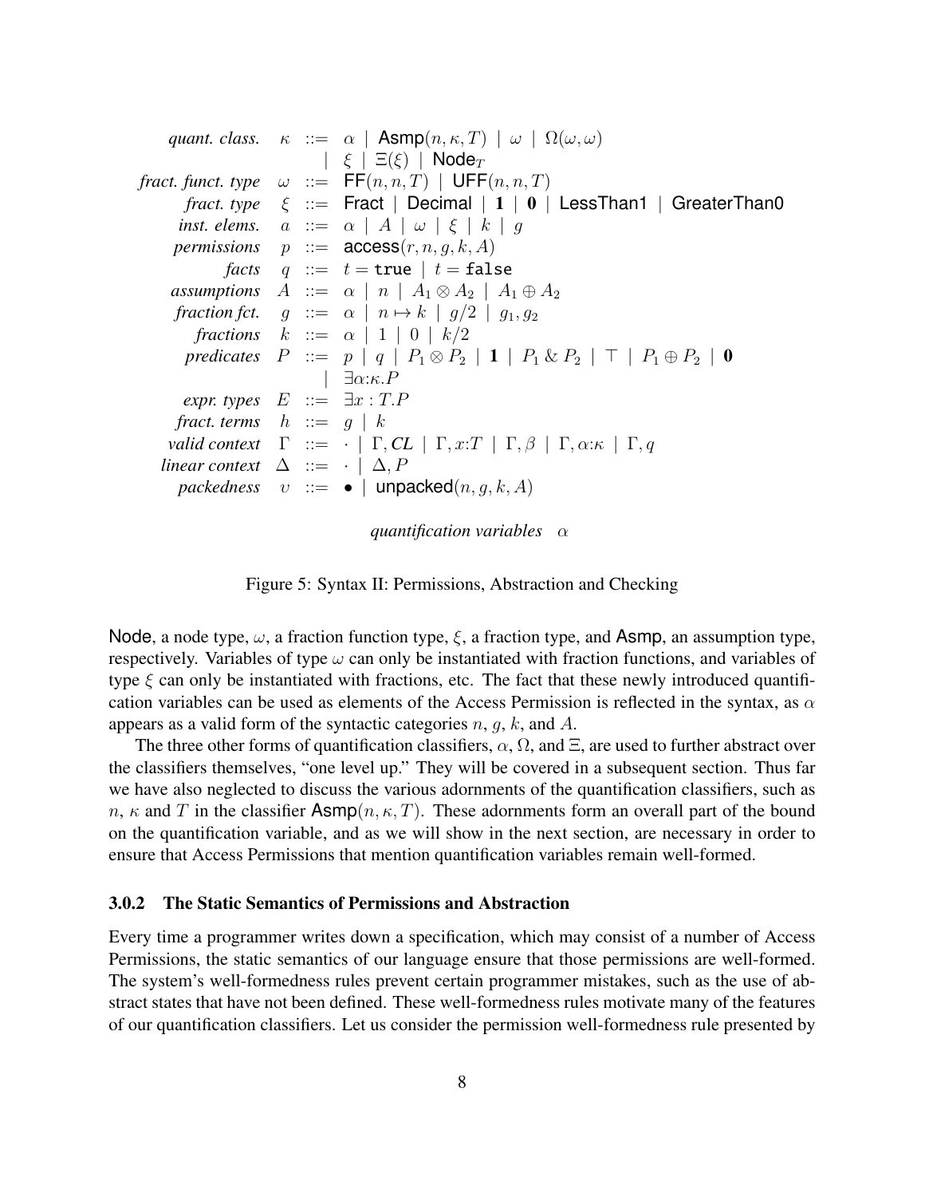$$
\begin{array}{rrcl}
\textit{quant. class.} & \kappa & ::= & \alpha \mid \mathsf{Asmp}(n, \kappa, T) \mid \omega \mid \Omega(\omega, \omega) \\
 & & \mid & \xi \mid \Xi(\xi) \mid \mathsf{Node}_T \\
\textit{fract. funct. type} & \omega & ::= & \mathsf{FF}(n, n, T) \mid \mathsf{UFF}(n, n, T) \\
\textit{fract. type} & \xi & ::= & \mathsf{Fract} \mid \mathsf{Decimal} \mid \mathbf{1} \mid \mathbf{0} \mid \mathsf{LessThan1} \mid \mathsf{GreaterThan0} \\
\textit{inst. elems.} & a & ::= & \alpha \mid A \mid \omega \mid \xi \mid k \mid g \\
\textit{permissions} & p & ::= & \mathsf{access}(r, n, g, k, A) \\
\textit{facts} & q & ::= & t = \mathtt{true} \mid t = \mathtt{false} \\
\textit{assumptions} & A & ::= & \alpha \mid n \mid A_1 \otimes A_2 \mid A_1 \oplus A_2 \\
\textit{fraction fct.} & g & ::= & \alpha \mid n \mapsto k \mid g/2 \mid g_1, g_2 \\
\textit{fractions} & k & ::= & \alpha \mid 1 \mid 0 \mid k/2 \\
\textit{predicates} & P & ::= & p \mid q \mid P_1 \otimes P_2 \mid \mathbf{1} \mid P_1 \,\&\, P_2 \mid \top \mid P_1 \oplus P_2 \mid \mathbf{0} \\
 & & \mid & \exists \alpha{:}\kappa.P \\
\textit{expr. types} & E & ::= & \exists x : T.P \\
\textit{fract. terms} & h & ::= & g \mid k \\
\textit{valid context} & \Gamma & ::= & \cdot \mid \Gamma, \mathit{CL} \mid \Gamma, x{:}T \mid \Gamma, \beta \mid \Gamma, \alpha{:}\kappa \mid \Gamma, q \\
\textit{linear context} & \Delta & ::= & \cdot \mid \Delta, P \\
\textit{packedness} & \upsilon & ::= & \bullet \mid \mathsf{unpacked}(n, g, k, A)
\end{array}
$$

*quantification variables* $\alpha$

Figure 5: Syntax II: Permissions, Abstraction and Checking

Node, a node type, $\omega$, a fraction function type, $\xi$, a fraction type, and Asmp, an assumption type, respectively. Variables of type $\omega$ can only be instantiated with fraction functions, and variables of type $\xi$ can only be instantiated with fractions, etc. The fact that these newly introduced quantification variables can be used as elements of the Access Permission is reflected in the syntax, as $\alpha$ appears as a valid form of the syntactic categories $n$, $g$, $k$, and $A$.

The three other forms of quantification classifiers, $\alpha$, $\Omega$, and $\Xi$, are used to further abstract over the classifiers themselves, "one level up." They will be covered in a subsequent section. Thus far we have also neglected to discuss the various adornments of the quantification classifiers, such as $n$, $\kappa$ and $T$ in the classifier $\mathsf{Asmp}(n, \kappa, T)$. These adornments form an overall part of the bound on the quantification variable, and as we will show in the next section, are necessary in order to ensure that Access Permissions that mention quantification variables remain well-formed.

### 3.0.2 The Static Semantics of Permissions and Abstraction

Every time a programmer writes down a specification, which may consist of a number of Access Permissions, the static semantics of our language ensure that those permissions are well-formed. The system's well-formedness rules prevent certain programmer mistakes, such as the use of abstract states that have not been defined. These well-formedness rules motivate many of the features of our quantification classifiers. Let us consider the permission well-formedness rule presented by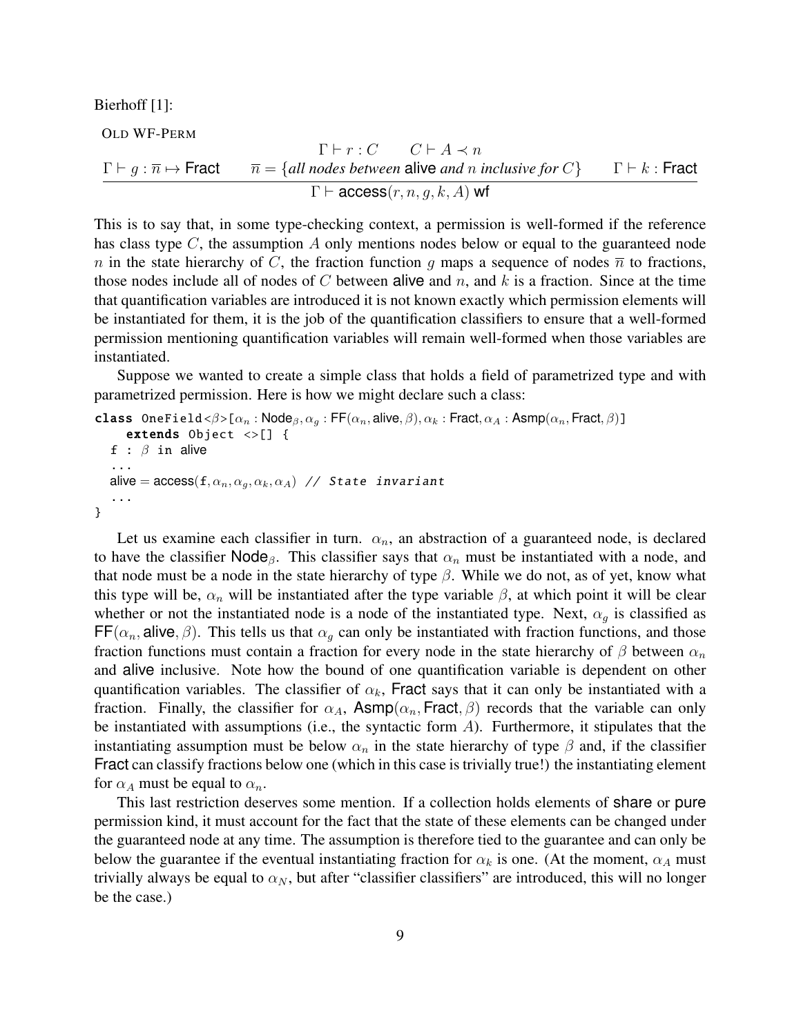Bierhoff [1]:

OLD WF-PERM

$$\frac{\Gamma \vdash g : \overline{n} \mapsto \mathsf{Fract} \qquad \begin{array}{c}\Gamma \vdash r : C \qquad C \vdash A \prec n \\ \overline{n} = \{\textit{all nodes between } \mathsf{alive} \textit{ and } n \textit{ inclusive for } C\}\end{array} \qquad \Gamma \vdash k : \mathsf{Fract}}{\Gamma \vdash \mathsf{access}(r, n, g, k, A)\ \mathsf{wf}}$$

This is to say that, in some type-checking context, a permission is well-formed if the reference has class type $C$, the assumption $A$ only mentions nodes below or equal to the guaranteed node $n$ in the state hierarchy of $C$, the fraction function $g$ maps a sequence of nodes $\overline{n}$ to fractions, those nodes include all of nodes of $C$ between alive and $n$, and $k$ is a fraction. Since at the time that quantification variables are introduced it is not known exactly which permission elements will be instantiated for them, it is the job of the quantification classifiers to ensure that a well-formed permission mentioning quantification variables will remain well-formed when those variables are instantiated.

Suppose we wanted to create a simple class that holds a field of parametrized type and with parametrized permission. Here is how we might declare such a class:

```
class OneField<β>[αn : Nodeβ, αg : FF(αn, alive, β), αk : Fract, αA : Asmp(αn, Fract, β)]
    extends Object <>[] {
  f : β in alive
  ...
  alive = access(f, αn, αg, αk, αA) // State invariant
  ...
}
```

Let us examine each classifier in turn. $\alpha_n$, an abstraction of a guaranteed node, is declared to have the classifier $\mathsf{Node}_\beta$. This classifier says that $\alpha_n$ must be instantiated with a node, and that node must be a node in the state hierarchy of type $\beta$. While we do not, as of yet, know what this type will be, $\alpha_n$ will be instantiated after the type variable $\beta$, at which point it will be clear whether or not the instantiated node is a node of the instantiated type. Next, $\alpha_g$ is classified as $\mathsf{FF}(\alpha_n, \mathsf{alive}, \beta)$. This tells us that $\alpha_g$ can only be instantiated with fraction functions, and those fraction functions must contain a fraction for every node in the state hierarchy of $\beta$ between $\alpha_n$ and alive inclusive. Note how the bound of one quantification variable is dependent on other quantification variables. The classifier of $\alpha_k$, Fract says that it can only be instantiated with a fraction. Finally, the classifier for $\alpha_A$, $\mathsf{Asmp}(\alpha_n, \mathsf{Fract}, \beta)$ records that the variable can only be instantiated with assumptions (i.e., the syntactic form $A$). Furthermore, it stipulates that the instantiating assumption must be below $\alpha_n$ in the state hierarchy of type $\beta$ and, if the classifier Fract can classify fractions below one (which in this case is trivially true!) the instantiating element for $\alpha_A$ must be equal to $\alpha_n$.

This last restriction deserves some mention. If a collection holds elements of share or pure permission kind, it must account for the fact that the state of these elements can be changed under the guaranteed node at any time. The assumption is therefore tied to the guarantee and can only be below the guarantee if the eventual instantiating fraction for $\alpha_k$ is one. (At the moment, $\alpha_A$ must trivially always be equal to $\alpha_N$, but after "classifier classifiers" are introduced, this will no longer be the case.)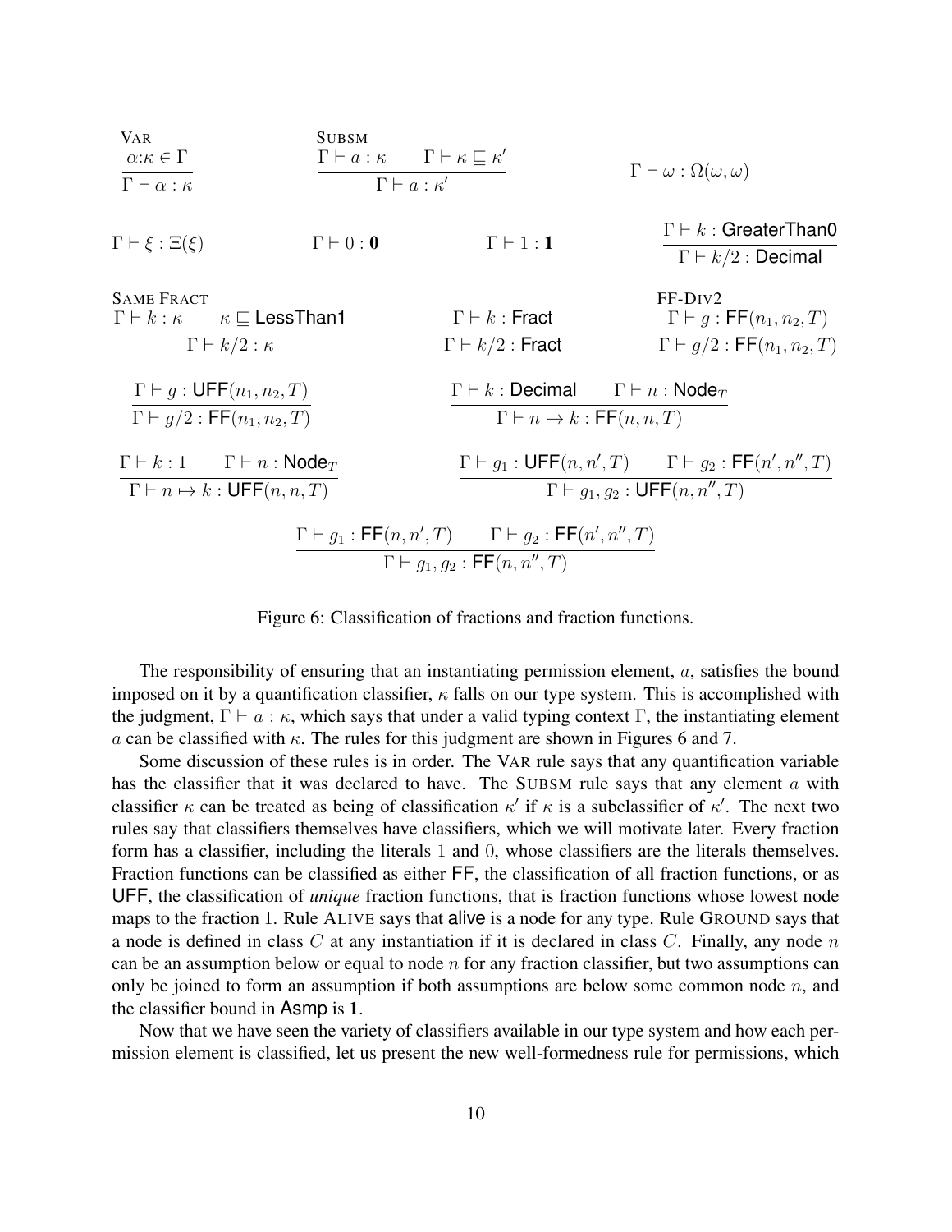$$\frac{\alpha{:}\kappa \in \Gamma}{\Gamma \vdash \alpha : \kappa}\ \textsc{Var} \qquad \frac{\Gamma \vdash a : \kappa \qquad \Gamma \vdash \kappa \sqsubseteq \kappa'}{\Gamma \vdash a : \kappa'}\ \textsc{Subsm} \qquad \Gamma \vdash \omega : \Omega(\omega, \omega)$$

$$\Gamma \vdash \xi : \Xi(\xi) \qquad \Gamma \vdash 0 : \mathbf{0} \qquad \Gamma \vdash 1 : \mathbf{1} \qquad \frac{\Gamma \vdash k : \mathsf{GreaterThan0}}{\Gamma \vdash k/2 : \mathsf{Decimal}}$$

$$\frac{\Gamma \vdash k : \kappa \qquad \kappa \sqsubseteq \mathsf{LessThan1}}{\Gamma \vdash k/2 : \kappa}\ \textsc{Same Fract} \qquad \frac{\Gamma \vdash k : \mathsf{Fract}}{\Gamma \vdash k/2 : \mathsf{Fract}} \qquad \frac{\Gamma \vdash g : \mathsf{FF}(n_1, n_2, T)}{\Gamma \vdash g/2 : \mathsf{FF}(n_1, n_2, T)}\ \textsc{FF-Div2}$$

$$\frac{\Gamma \vdash g : \mathsf{UFF}(n_1, n_2, T)}{\Gamma \vdash g/2 : \mathsf{FF}(n_1, n_2, T)} \qquad \frac{\Gamma \vdash k : \mathsf{Decimal} \qquad \Gamma \vdash n : \mathsf{Node}_T}{\Gamma \vdash n \mapsto k : \mathsf{FF}(n, n, T)}$$

$$\frac{\Gamma \vdash k : 1 \qquad \Gamma \vdash n : \mathsf{Node}_T}{\Gamma \vdash n \mapsto k : \mathsf{UFF}(n, n, T)} \qquad \frac{\Gamma \vdash g_1 : \mathsf{UFF}(n, n', T) \qquad \Gamma \vdash g_2 : \mathsf{FF}(n', n'', T)}{\Gamma \vdash g_1, g_2 : \mathsf{UFF}(n, n'', T)}$$

$$\frac{\Gamma \vdash g_1 : \mathsf{FF}(n, n', T) \qquad \Gamma \vdash g_2 : \mathsf{FF}(n', n'', T)}{\Gamma \vdash g_1, g_2 : \mathsf{FF}(n, n'', T)}$$

Figure 6: Classification of fractions and fraction functions.

The responsibility of ensuring that an instantiating permission element, $a$, satisfies the bound imposed on it by a quantification classifier, $\kappa$ falls on our type system. This is accomplished with the judgment, $\Gamma \vdash a : \kappa$, which says that under a valid typing context $\Gamma$, the instantiating element $a$ can be classified with $\kappa$. The rules for this judgment are shown in Figures 6 and 7.

Some discussion of these rules is in order. The VAR rule says that any quantification variable has the classifier that it was declared to have. The SUBSM rule says that any element $a$ with classifier $\kappa$ can be treated as being of classification $\kappa'$ if $\kappa$ is a subclassifier of $\kappa'$. The next two rules say that classifiers themselves have classifiers, which we will motivate later. Every fraction form has a classifier, including the literals $1$ and $0$, whose classifiers are the literals themselves. Fraction functions can be classified as either FF, the classification of all fraction functions, or as UFF, the classification of *unique* fraction functions, that is fraction functions whose lowest node maps to the fraction $1$. Rule ALIVE says that alive is a node for any type. Rule GROUND says that a node is defined in class $C$ at any instantiation if it is declared in class $C$. Finally, any node $n$ can be an assumption below or equal to node $n$ for any fraction classifier, but two assumptions can only be joined to form an assumption if both assumptions are below some common node $n$, and the classifier bound in Asmp is $\mathbf{1}$.

Now that we have seen the variety of classifiers available in our type system and how each permission element is classified, let us present the new well-formedness rule for permissions, which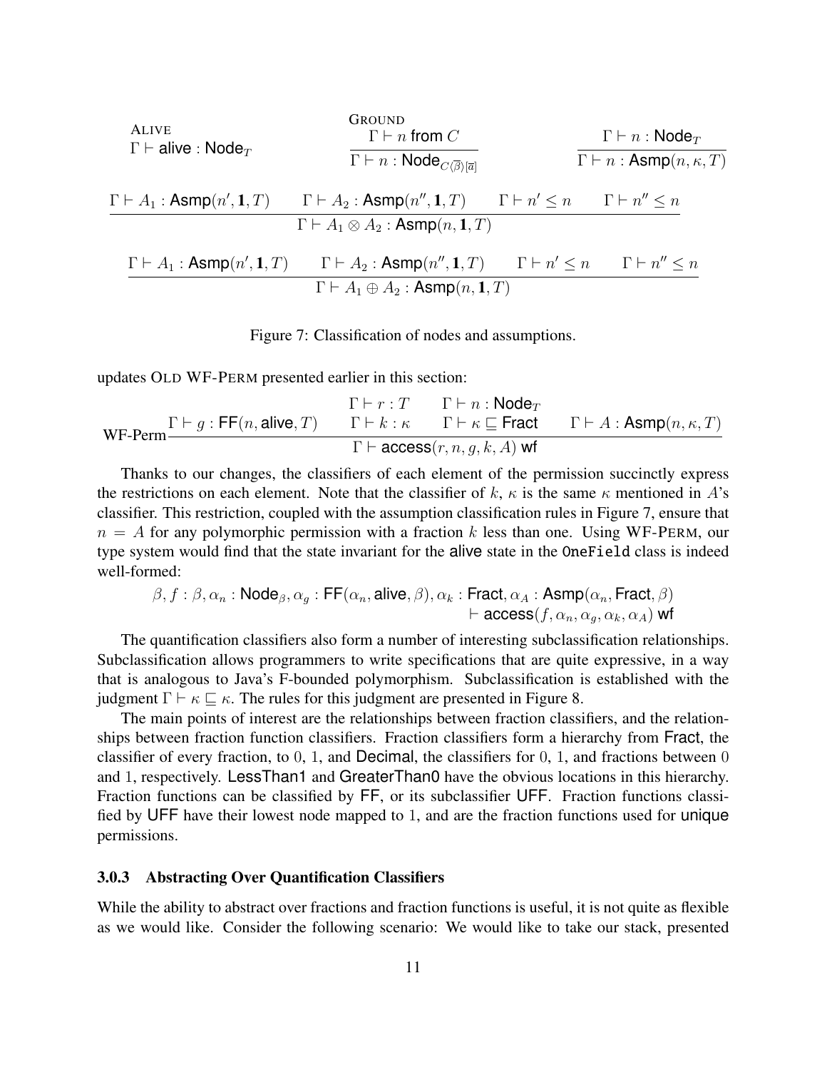$$\textsc{Alive}\quad \Gamma \vdash \mathsf{alive} : \mathsf{Node}_T \qquad \textsc{Ground}\quad \frac{\Gamma \vdash n \text{ from } C}{\Gamma \vdash n : \mathsf{Node}_{C\langle\overline{\beta}\rangle[\overline{a}]}} \qquad \frac{\Gamma \vdash n : \mathsf{Node}_T}{\Gamma \vdash n : \mathsf{Asmp}(n, \kappa, T)}$$

$$\frac{\Gamma \vdash A_1 : \mathsf{Asmp}(n', \mathbf{1}, T) \qquad \Gamma \vdash A_2 : \mathsf{Asmp}(n'', \mathbf{1}, T) \qquad \Gamma \vdash n' \leq n \qquad \Gamma \vdash n'' \leq n}{\Gamma \vdash A_1 \otimes A_2 : \mathsf{Asmp}(n, \mathbf{1}, T)}$$

$$\frac{\Gamma \vdash A_1 : \mathsf{Asmp}(n', \mathbf{1}, T) \qquad \Gamma \vdash A_2 : \mathsf{Asmp}(n'', \mathbf{1}, T) \qquad \Gamma \vdash n' \leq n \qquad \Gamma \vdash n'' \leq n}{\Gamma \vdash A_1 \oplus A_2 : \mathsf{Asmp}(n, \mathbf{1}, T)}$$

Figure 7: Classification of nodes and assumptions.

updates OLD WF-PERM presented earlier in this section:

$$\textsc{WF-Perm}\ \frac{\Gamma \vdash g : \mathsf{FF}(n, \mathsf{alive}, T) \qquad \begin{array}{c}\Gamma \vdash r : T \qquad \Gamma \vdash n : \mathsf{Node}_T \\ \Gamma \vdash k : \kappa \qquad \Gamma \vdash \kappa \sqsubseteq \mathsf{Fract}\end{array} \qquad \Gamma \vdash A : \mathsf{Asmp}(n, \kappa, T)}{\Gamma \vdash \mathsf{access}(r, n, g, k, A)\ \mathsf{wf}}$$

Thanks to our changes, the classifiers of each element of the permission succinctly express the restrictions on each element. Note that the classifier of $k$, $\kappa$ is the same $\kappa$ mentioned in $A$'s classifier. This restriction, coupled with the assumption classification rules in Figure 7, ensure that $n = A$ for any polymorphic permission with a fraction $k$ less than one. Using WF-PERM, our type system would find that the state invariant for the alive state in the `OneField` class is indeed well-formed:

$$\beta, f : \beta, \alpha_n : \mathsf{Node}_\beta, \alpha_g : \mathsf{FF}(\alpha_n, \mathsf{alive}, \beta), \alpha_k : \mathsf{Fract}, \alpha_A : \mathsf{Asmp}(\alpha_n, \mathsf{Fract}, \beta) \\ \vdash \mathsf{access}(f, \alpha_n, \alpha_g, \alpha_k, \alpha_A)\ \mathsf{wf}$$

The quantification classifiers also form a number of interesting subclassification relationships. Subclassification allows programmers to write specifications that are quite expressive, in a way that is analogous to Java's F-bounded polymorphism. Subclassification is established with the judgment $\Gamma \vdash \kappa \sqsubseteq \kappa$. The rules for this judgment are presented in Figure 8.

The main points of interest are the relationships between fraction classifiers, and the relationships between fraction function classifiers. Fraction classifiers form a hierarchy from Fract, the classifier of every fraction, to 0, 1, and Decimal, the classifiers for 0, 1, and fractions between 0 and 1, respectively. LessThan1 and GreaterThan0 have the obvious locations in this hierarchy. Fraction functions can be classified by FF, or its subclassifier UFF. Fraction functions classified by UFF have their lowest node mapped to 1, and are the fraction functions used for unique permissions.

### 3.0.3 Abstracting Over Quantification Classifiers

While the ability to abstract over fractions and fraction functions is useful, it is not quite as flexible as we would like. Consider the following scenario: We would like to take our stack, presented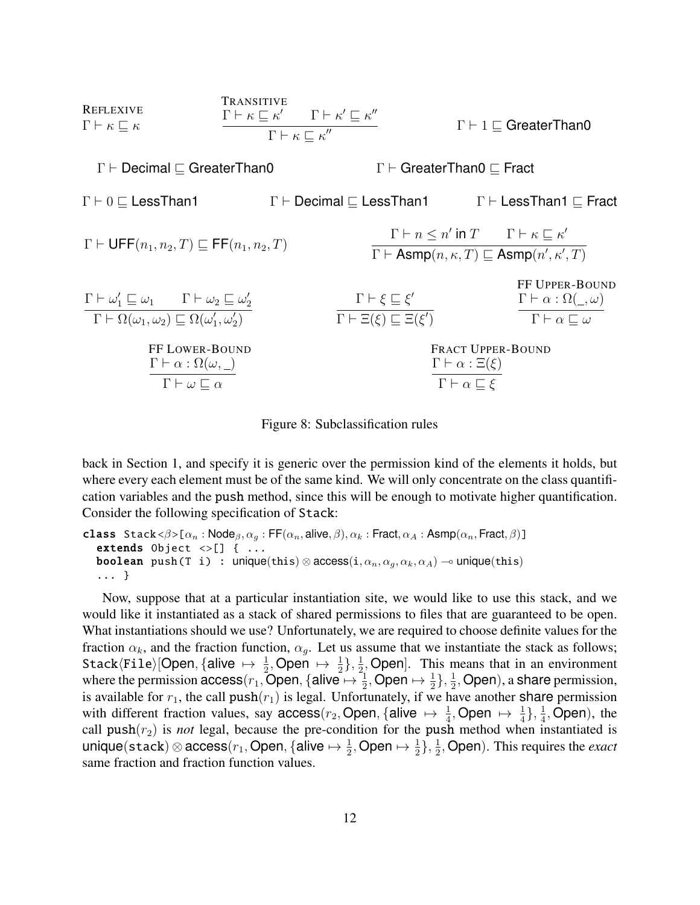$$\frac{}{\Gamma \vdash \kappa \sqsubseteq \kappa}\ \textsc{Reflexive} \qquad \frac{\Gamma \vdash \kappa \sqsubseteq \kappa' \qquad \Gamma \vdash \kappa' \sqsubseteq \kappa''}{\Gamma \vdash \kappa \sqsubseteq \kappa''}\ \textsc{Transitive} \qquad \Gamma \vdash 1 \sqsubseteq \mathsf{GreaterThan0}$$

$$\Gamma \vdash \mathsf{Decimal} \sqsubseteq \mathsf{GreaterThan0} \qquad \Gamma \vdash \mathsf{GreaterThan0} \sqsubseteq \mathsf{Fract}$$

$$\Gamma \vdash 0 \sqsubseteq \mathsf{LessThan1} \qquad \Gamma \vdash \mathsf{Decimal} \sqsubseteq \mathsf{LessThan1} \qquad \Gamma \vdash \mathsf{LessThan1} \sqsubseteq \mathsf{Fract}$$

$$\Gamma \vdash \mathsf{UFF}(n_1, n_2, T) \sqsubseteq \mathsf{FF}(n_1, n_2, T) \qquad \frac{\Gamma \vdash n \leq n' \text{ in } T \qquad \Gamma \vdash \kappa \sqsubseteq \kappa'}{\Gamma \vdash \mathsf{Asmp}(n, \kappa, T) \sqsubseteq \mathsf{Asmp}(n', \kappa', T)}$$

$$\frac{\Gamma \vdash \omega_1' \sqsubseteq \omega_1 \qquad \Gamma \vdash \omega_2 \sqsubseteq \omega_2'}{\Gamma \vdash \Omega(\omega_1, \omega_2) \sqsubseteq \Omega(\omega_1', \omega_2')} \qquad \frac{\Gamma \vdash \xi \sqsubseteq \xi'}{\Gamma \vdash \Xi(\xi) \sqsubseteq \Xi(\xi')} \qquad \frac{\Gamma \vdash \alpha : \Omega(\_, \omega)}{\Gamma \vdash \alpha \sqsubseteq \omega}\ \textsc{FF Upper-Bound}$$

$$\frac{\Gamma \vdash \alpha : \Omega(\omega, \_)}{\Gamma \vdash \omega \sqsubseteq \alpha}\ \textsc{FF Lower-Bound} \qquad \frac{\Gamma \vdash \alpha : \Xi(\xi)}{\Gamma \vdash \alpha \sqsubseteq \xi}\ \textsc{Fract Upper-Bound}$$

Figure 8: Subclassification rules

back in Section 1, and specify it is generic over the permission kind of the elements it holds, but where every each element must be of the same kind. We will only concentrate on the class quantification variables and the push method, since this will be enough to motivate higher quantification. Consider the following specification of Stack:

```
class Stack<β>[α_n : Node_β, α_g : FF(α_n, alive, β), α_k : Fract, α_A : Asmp(α_n, Fract, β)]
  extends Object <>[] { ...
  boolean push(T i) : unique(this) ⊗ access(i, α_n, α_g, α_k, α_A) ⊸ unique(this)
  ... }
```

Now, suppose that at a particular instantiation site, we would like to use this stack, and we would like it instantiated as a stack of shared permissions to files that are guaranteed to be open. What instantiations should we use? Unfortunately, we are required to choose definite values for the fraction $\alpha_k$, and the fraction function, $\alpha_g$. Let us assume that we instantiate the stack as follows; $\mathtt{Stack}\langle\mathtt{File}\rangle[\mathsf{Open}, \{\mathsf{alive} \mapsto \frac{1}{2}, \mathsf{Open} \mapsto \frac{1}{2}\}, \frac{1}{2}, \mathsf{Open}]$. This means that in an environment where the permission $\mathsf{access}(r_1, \mathsf{Open}, \{\mathsf{alive} \mapsto \frac{1}{2}, \mathsf{Open} \mapsto \frac{1}{2}\}, \frac{1}{2}, \mathsf{Open})$, a share permission, is available for $r_1$, the call $\mathtt{push}(r_1)$ is legal. Unfortunately, if we have another share permission with different fraction values, say $\mathsf{access}(r_2, \mathsf{Open}, \{\mathsf{alive} \mapsto \frac{1}{4}, \mathsf{Open} \mapsto \frac{1}{4}\}, \frac{1}{4}, \mathsf{Open})$, the call $\mathtt{push}(r_2)$ is *not* legal, because the pre-condition for the push method when instantiated is $\mathsf{unique}(\mathtt{stack}) \otimes \mathsf{access}(r_1, \mathsf{Open}, \{\mathsf{alive} \mapsto \frac{1}{2}, \mathsf{Open} \mapsto \frac{1}{2}\}, \frac{1}{2}, \mathsf{Open})$. This requires the *exact* same fraction and fraction function values.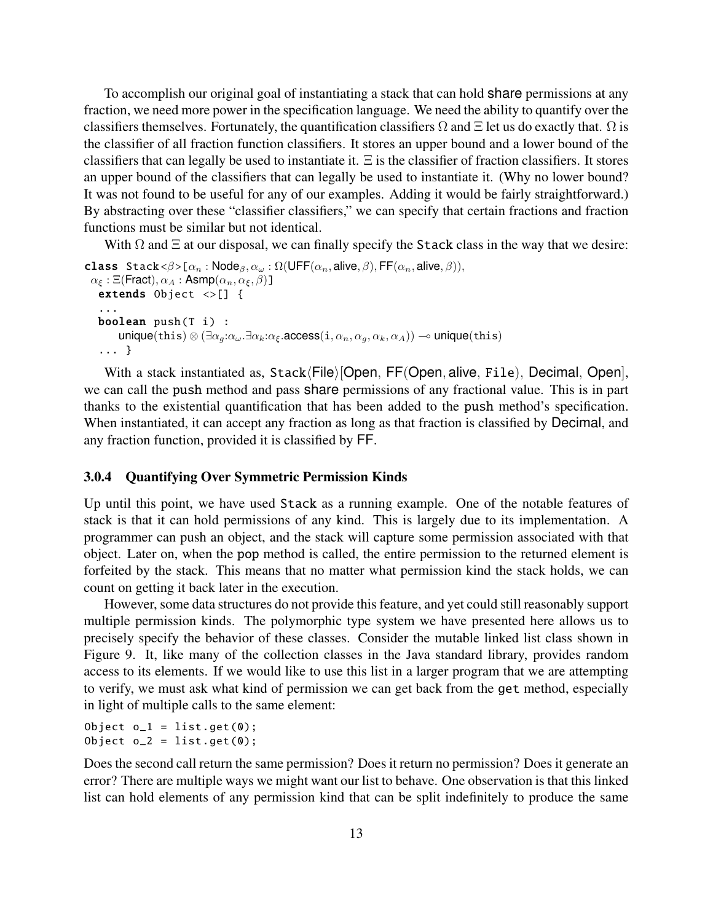To accomplish our original goal of instantiating a stack that can hold share permissions at any fraction, we need more power in the specification language. We need the ability to quantify over the classifiers themselves. Fortunately, the quantification classifiers $\Omega$ and $\Xi$ let us do exactly that. $\Omega$ is the classifier of all fraction function classifiers. It stores an upper bound and a lower bound of the classifiers that can legally be used to instantiate it. $\Xi$ is the classifier of fraction classifiers. It stores an upper bound of the classifiers that can legally be used to instantiate it. (Why no lower bound? It was not found to be useful for any of our examples. Adding it would be fairly straightforward.) By abstracting over these "classifier classifiers," we can specify that certain fractions and fraction functions must be similar but not identical.

With $\Omega$ and $\Xi$ at our disposal, we can finally specify the Stack class in the way that we desire:

```
class Stack<β>[α_n : Node_β, α_ω : Ω(UFF(α_n, alive, β), FF(α_n, alive, β)),
 α_ξ : Ξ(Fract), α_A : Asmp(α_n, α_ξ, β)]
  extends Object <>[] {
  ...
  boolean push(T i) :
     unique(this) ⊗ (∃α_g:α_ω.∃α_k:α_ξ.access(i, α_n, α_g, α_k, α_A)) ⊸ unique(this)
  ... }
```

With a stack instantiated as, Stack⟨File⟩[Open, FF(Open, alive, File), Decimal, Open], we can call the push method and pass share permissions of any fractional value. This is in part thanks to the existential quantification that has been added to the push method's specification. When instantiated, it can accept any fraction as long as that fraction is classified by Decimal, and any fraction function, provided it is classified by FF.

### 3.0.4 Quantifying Over Symmetric Permission Kinds

Up until this point, we have used Stack as a running example. One of the notable features of stack is that it can hold permissions of any kind. This is largely due to its implementation. A programmer can push an object, and the stack will capture some permission associated with that object. Later on, when the pop method is called, the entire permission to the returned element is forfeited by the stack. This means that no matter what permission kind the stack holds, we can count on getting it back later in the execution.

However, some data structures do not provide this feature, and yet could still reasonably support multiple permission kinds. The polymorphic type system we have presented here allows us to precisely specify the behavior of these classes. Consider the mutable linked list class shown in Figure 9. It, like many of the collection classes in the Java standard library, provides random access to its elements. If we would like to use this list in a larger program that we are attempting to verify, we must ask what kind of permission we can get back from the get method, especially in light of multiple calls to the same element:

```
Object o_1 = list.get(0);
Object o_2 = list.get(0);
```

Does the second call return the same permission? Does it return no permission? Does it generate an error? There are multiple ways we might want our list to behave. One observation is that this linked list can hold elements of any permission kind that can be split indefinitely to produce the same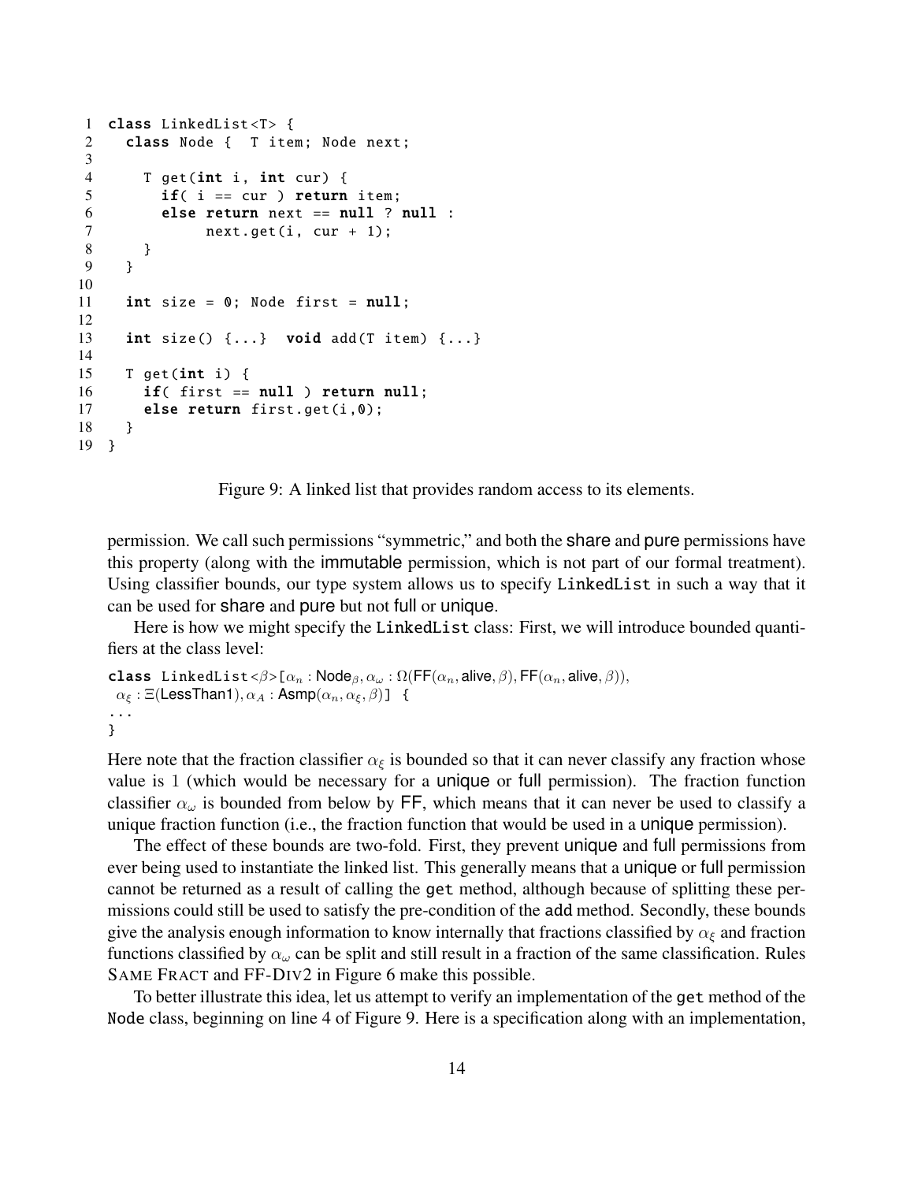```
1  class LinkedList<T> {
2    class Node {  T item; Node next;
3
4      T get(int i, int cur) {
5        if( i == cur ) return item;
6        else return next == null ? null :
7             next.get(i, cur + 1);
8      }
9    }
10
11   int size = 0; Node first = null;
12
13   int size() {...}  void add(T item) {...}
14
15   T get(int i) {
16     if( first == null ) return null;
17     else return first.get(i,0);
18   }
19 }
```

Figure 9: A linked list that provides random access to its elements.

permission. We call such permissions "symmetric," and both the share and pure permissions have this property (along with the immutable permission, which is not part of our formal treatment). Using classifier bounds, our type system allows us to specify LinkedList in such a way that it can be used for share and pure but not full or unique.

Here is how we might specify the LinkedList class: First, we will introduce bounded quantifiers at the class level:

**class** LinkedList< $\beta$ >[ $\alpha_n : \mathsf{Node}_\beta, \alpha_\omega : \Omega(\mathsf{FF}(\alpha_n, \mathsf{alive}, \beta), \mathsf{FF}(\alpha_n, \mathsf{alive}, \beta)),$
$\alpha_\xi : \Xi(\mathsf{LessThan1}), \alpha_A : \mathsf{Asmp}(\alpha_n, \alpha_\xi, \beta)$ ] {
...
}

Here note that the fraction classifier $\alpha_\xi$ is bounded so that it can never classify any fraction whose value is $1$ (which would be necessary for a unique or full permission). The fraction function classifier $\alpha_\omega$ is bounded from below by FF, which means that it can never be used to classify a unique fraction function (i.e., the fraction function that would be used in a unique permission).

The effect of these bounds are two-fold. First, they prevent unique and full permissions from ever being used to instantiate the linked list. This generally means that a unique or full permission cannot be returned as a result of calling the get method, although because of splitting these permissions could still be used to satisfy the pre-condition of the add method. Secondly, these bounds give the analysis enough information to know internally that fractions classified by $\alpha_\xi$ and fraction functions classified by $\alpha_\omega$ can be split and still result in a fraction of the same classification. Rules Same Fract and FF-Div2 in Figure 6 make this possible.

To better illustrate this idea, let us attempt to verify an implementation of the get method of the Node class, beginning on line 4 of Figure 9. Here is a specification along with an implementation,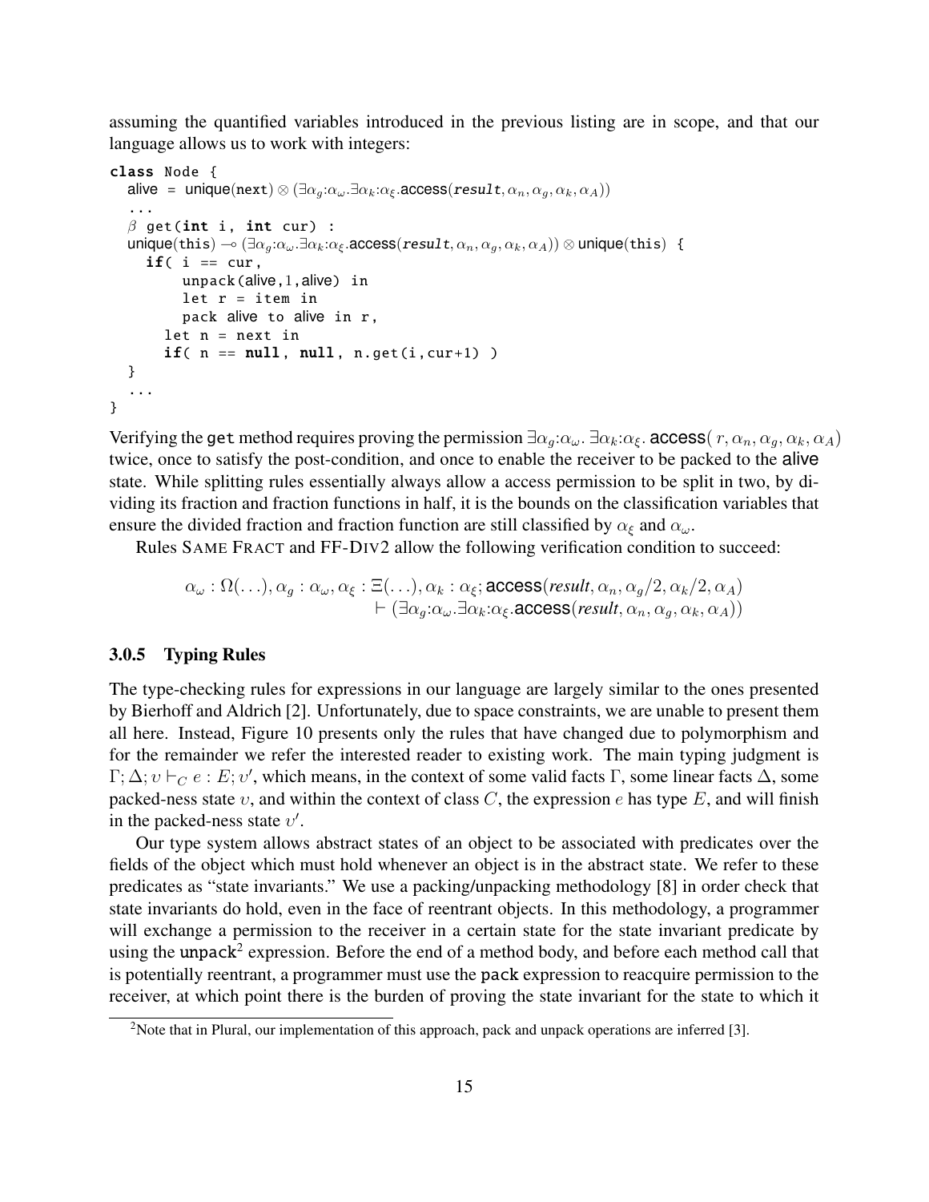assuming the quantified variables introduced in the previous listing are in scope, and that our language allows us to work with integers:

```
class Node {
  alive = unique(next) ⊗ (∃αg:αω.∃αk:αξ.access(result, αn, αg, αk, αA))
  ...
  β get(int i, int cur) :
  unique(this) ⊸ (∃αg:αω.∃αk:αξ.access(result, αn, αg, αk, αA)) ⊗ unique(this) {
    if( i == cur,
        unpack(alive,1,alive) in
        let r = item in
        pack alive to alive in r,
      let n = next in
      if( n == null, null, n.get(i,cur+1) )
  }
  ...
}
```

Verifying the `get` method requires proving the permission $\exists\alpha_g{:}\alpha_\omega.\ \exists\alpha_k{:}\alpha_\xi.\ \mathsf{access}(\,r, \alpha_n, \alpha_g, \alpha_k, \alpha_A)$ twice, once to satisfy the post-condition, and once to enable the receiver to be packed to the alive state. While splitting rules essentially always allow a access permission to be split in two, by dividing its fraction and fraction functions in half, it is the bounds on the classification variables that ensure the divided fraction and fraction function are still classified by $\alpha_\xi$ and $\alpha_\omega$.

Rules SAME FRACT and FF-DIV2 allow the following verification condition to succeed:

$$\alpha_\omega : \Omega(\ldots), \alpha_g : \alpha_\omega, \alpha_\xi : \Xi(\ldots), \alpha_k : \alpha_\xi; \mathsf{access}(\mathit{result}, \alpha_n, \alpha_g/2, \alpha_k/2, \alpha_A) \\ \vdash (\exists\alpha_g{:}\alpha_\omega.\exists\alpha_k{:}\alpha_\xi.\mathsf{access}(\mathit{result}, \alpha_n, \alpha_g, \alpha_k, \alpha_A))$$

### 3.0.5 Typing Rules

The type-checking rules for expressions in our language are largely similar to the ones presented by Bierhoff and Aldrich [2]. Unfortunately, due to space constraints, we are unable to present them all here. Instead, Figure 10 presents only the rules that have changed due to polymorphism and for the remainder we refer the interested reader to existing work. The main typing judgment is $\Gamma; \Delta; \upsilon \vdash_C e : E; \upsilon'$, which means, in the context of some valid facts $\Gamma$, some linear facts $\Delta$, some packed-ness state $\upsilon$, and within the context of class $C$, the expression $e$ has type $E$, and will finish in the packed-ness state $\upsilon'$.

Our type system allows abstract states of an object to be associated with predicates over the fields of the object which must hold whenever an object is in the abstract state. We refer to these predicates as "state invariants." We use a packing/unpacking methodology [8] in order check that state invariants do hold, even in the face of reentrant objects. In this methodology, a programmer will exchange a permission to the receiver in a certain state for the state invariant predicate by using the `unpack`[2] expression. Before the end of a method body, and before each method call that is potentially reentrant, a programmer must use the `pack` expression to reacquire permission to the receiver, at which point there is the burden of proving the state invariant for the state to which it

[2]Note that in Plural, our implementation of this approach, pack and unpack operations are inferred [3].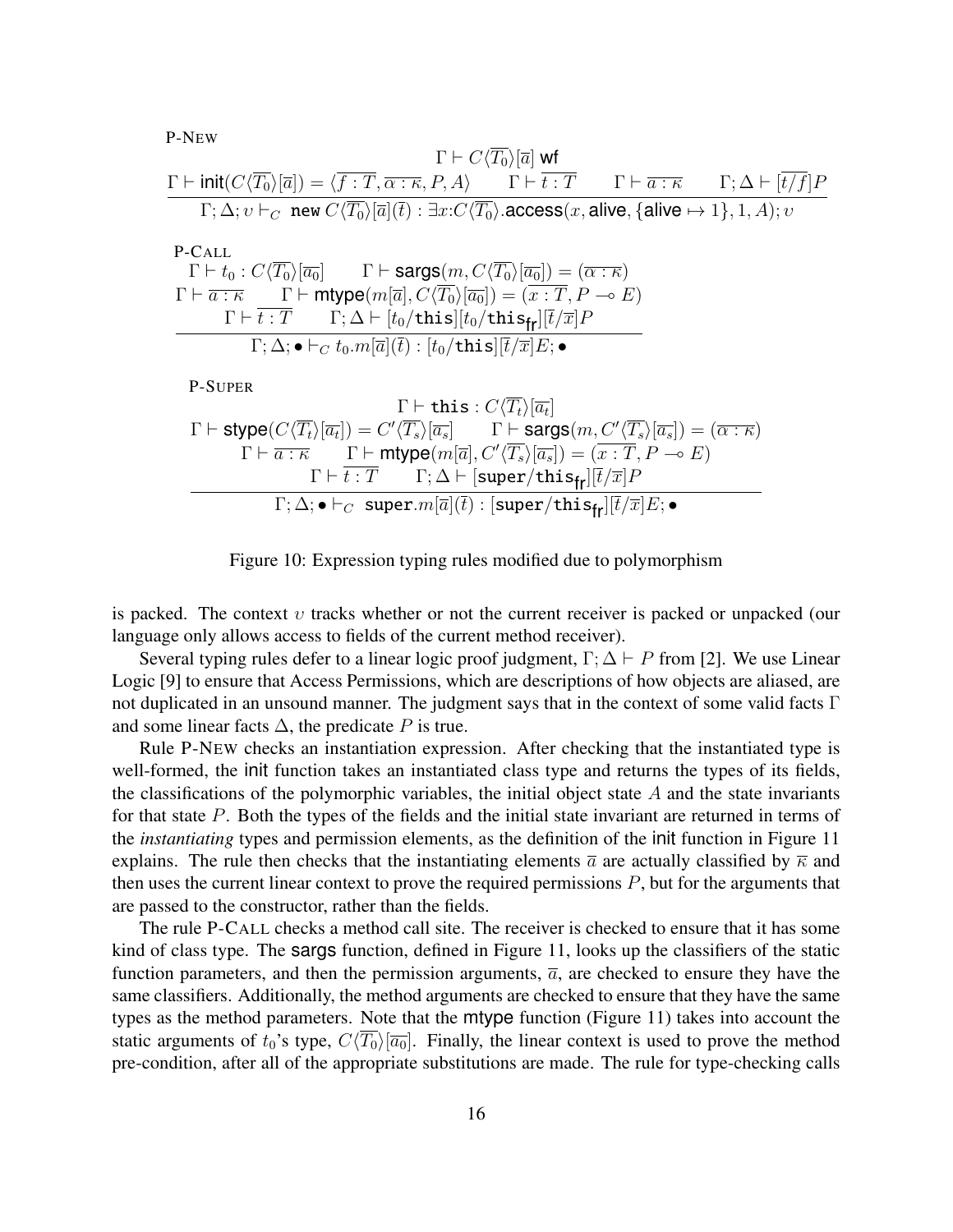P-NEW

$$\frac{\Gamma \vdash C\langle\overline{T_0}\rangle[\overline{a}] \text{ wf} \qquad \Gamma \vdash \mathsf{init}(C\langle\overline{T_0}\rangle[\overline{a}]) = \langle \overline{f:T}, \overline{\alpha:\kappa}, P, A\rangle \qquad \Gamma \vdash \overline{t:T} \qquad \Gamma \vdash \overline{a:\kappa} \qquad \Gamma;\Delta \vdash [\overline{t/f}]P}{\Gamma;\Delta;\upsilon \vdash_C \texttt{new}\ C\langle\overline{T_0}\rangle[\overline{a}](\overline{t}) : \exists x{:}C\langle\overline{T_0}\rangle.\mathsf{access}(x, \mathsf{alive}, \{\mathsf{alive} \mapsto 1\}, 1, A); \upsilon}$$

P-CALL

$$\frac{\begin{array}{c}\Gamma \vdash t_0 : C\langle\overline{T_0}\rangle[\overline{a_0}] \qquad \Gamma \vdash \mathsf{sargs}(m, C\langle\overline{T_0}\rangle[\overline{a_0}]) = (\overline{\alpha:\kappa}) \\ \Gamma \vdash \overline{a:\kappa} \qquad \Gamma \vdash \mathsf{mtype}(m[\overline{a}], C\langle\overline{T_0}\rangle[\overline{a_0}]) = (\overline{x:T}, P \multimap E) \\ \Gamma \vdash \overline{t:T} \qquad \Gamma;\Delta \vdash [t_0/\texttt{this}][t_0/\texttt{this}_{\mathsf{fr}}][\overline{t}/\overline{x}]P\end{array}}{\Gamma;\Delta;\bullet \vdash_C t_0.m[\overline{a}](\overline{t}) : [t_0/\texttt{this}][\overline{t}/\overline{x}]E; \bullet}$$

P-SUPER

$$\frac{\begin{array}{c}\Gamma \vdash \texttt{this} : C\langle\overline{T_t}\rangle[\overline{a_t}] \\ \Gamma \vdash \mathsf{stype}(C\langle\overline{T_t}\rangle[\overline{a_t}]) = C'\langle\overline{T_s}\rangle[\overline{a_s}] \qquad \Gamma \vdash \mathsf{sargs}(m, C'\langle\overline{T_s}\rangle[\overline{a_s}]) = (\overline{\alpha:\kappa}) \\ \Gamma \vdash \overline{a:\kappa} \qquad \Gamma \vdash \mathsf{mtype}(m[\overline{a}], C'\langle\overline{T_s}\rangle[\overline{a_s}]) = (\overline{x:T}, P \multimap E) \\ \Gamma \vdash \overline{t:T} \qquad \Gamma;\Delta \vdash [\texttt{super}/\texttt{this}_{\mathsf{fr}}][\overline{t}/\overline{x}]P\end{array}}{\Gamma;\Delta;\bullet \vdash_C \texttt{super}.m[\overline{a}](\overline{t}) : [\texttt{super}/\texttt{this}_{\mathsf{fr}}][\overline{t}/\overline{x}]E; \bullet}$$

Figure 10: Expression typing rules modified due to polymorphism

is packed. The context $\upsilon$ tracks whether or not the current receiver is packed or unpacked (our language only allows access to fields of the current method receiver).

Several typing rules defer to a linear logic proof judgment, $\Gamma;\Delta \vdash P$ from [2]. We use Linear Logic [9] to ensure that Access Permissions, which are descriptions of how objects are aliased, are not duplicated in an unsound manner. The judgment says that in the context of some valid facts $\Gamma$ and some linear facts $\Delta$, the predicate $P$ is true.

Rule P-NEW checks an instantiation expression. After checking that the instantiated type is well-formed, the init function takes an instantiated class type and returns the types of its fields, the classifications of the polymorphic variables, the initial object state $A$ and the state invariants for that state $P$. Both the types of the fields and the initial state invariant are returned in terms of the *instantiating* types and permission elements, as the definition of the init function in Figure 11 explains. The rule then checks that the instantiating elements $\overline{a}$ are actually classified by $\overline{\kappa}$ and then uses the current linear context to prove the required permissions $P$, but for the arguments that are passed to the constructor, rather than the fields.

The rule P-CALL checks a method call site. The receiver is checked to ensure that it has some kind of class type. The sargs function, defined in Figure 11, looks up the classifiers of the static function parameters, and then the permission arguments, $\overline{a}$, are checked to ensure they have the same classifiers. Additionally, the method arguments are checked to ensure that they have the same types as the method parameters. Note that the mtype function (Figure 11) takes into account the static arguments of $t_0$'s type, $C\langle\overline{T_0}\rangle[\overline{a_0}]$. Finally, the linear context is used to prove the method pre-condition, after all of the appropriate substitutions are made. The rule for type-checking calls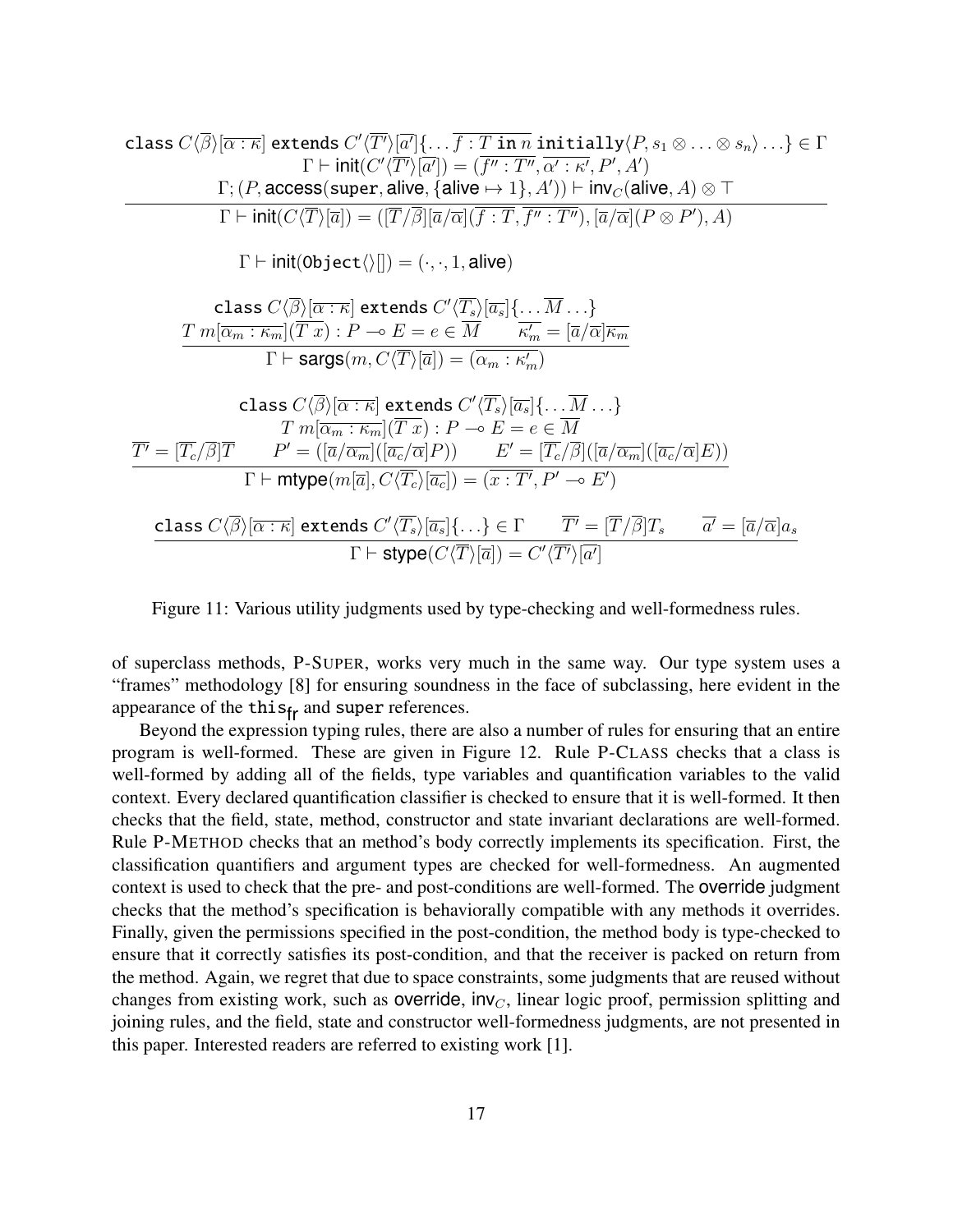$$\frac{\begin{array}{c}\texttt{class } C\langle\overline{\beta}\rangle[\overline{\alpha : \kappa}] \texttt{ extends } C'\langle\overline{T'}\rangle[\overline{a'}]\{\ldots\, \overline{f : T \texttt{ in } n}\ \texttt{initially}\langle P, s_1 \otimes \ldots \otimes s_n\rangle \ldots\} \in \Gamma \\ \Gamma \vdash \mathsf{init}(C'\langle\overline{T'}\rangle[\overline{a'}]) = (\overline{f'' : T''}, \overline{\alpha' : \kappa'}, P', A') \\ \Gamma; (P, \mathsf{access}(\texttt{super}, \mathsf{alive}, \{\mathsf{alive} \mapsto 1\}, A')) \vdash \mathsf{inv}_C(\mathsf{alive}, A) \otimes \top\end{array}}{\Gamma \vdash \mathsf{init}(C\langle\overline{T}\rangle[\overline{a}]) = ([\overline{T}/\overline{\beta}][\overline{a}/\overline{\alpha}](\overline{f : T}, \overline{f'' : T''}), [\overline{a}/\overline{\alpha}](P \otimes P'), A)}$$

$$\Gamma \vdash \mathsf{init}(\texttt{Object}\langle\rangle[]) = (\cdot, \cdot, 1, \mathsf{alive})$$

$$\frac{\begin{array}{c}\texttt{class } C\langle\overline{\beta}\rangle[\overline{\alpha : \kappa}] \texttt{ extends } C'\langle\overline{T_s}\rangle[\overline{a_s}]\{\ldots\, \overline{M} \ldots\} \\ T\ m[\overline{\alpha_m : \kappa_m}](\overline{T\ x}) : P \multimap E = e \in \overline{M} \qquad \overline{\kappa'_m} = [\overline{a}/\overline{\alpha}]\overline{\kappa_m}\end{array}}{\Gamma \vdash \mathsf{sargs}(m, C\langle\overline{T}\rangle[\overline{a}]) = (\overline{\alpha_m : \kappa'_m})}$$

$$\frac{\begin{array}{c}\texttt{class } C\langle\overline{\beta}\rangle[\overline{\alpha : \kappa}] \texttt{ extends } C'\langle\overline{T_s}\rangle[\overline{a_s}]\{\ldots\, \overline{M} \ldots\} \\ T\ m[\overline{\alpha_m : \kappa_m}](\overline{T\ x}) : P \multimap E = e \in \overline{M} \\ \overline{T'} = [\overline{T_c}/\overline{\beta}]\overline{T} \qquad P' = ([\overline{a}/\overline{\alpha_m}]([\overline{a_c}/\overline{\alpha}]P)) \qquad E' = [\overline{T_c}/\overline{\beta}]([\overline{a}/\overline{\alpha_m}]([\overline{a_c}/\overline{\alpha}]E))\end{array}}{\Gamma \vdash \mathsf{mtype}(m[\overline{a}], C\langle\overline{T_c}\rangle[\overline{a_c}]) = (\overline{x : T'}, P' \multimap E')}$$

$$\frac{\texttt{class } C\langle\overline{\beta}\rangle[\overline{\alpha : \kappa}] \texttt{ extends } C'\langle\overline{T_s}\rangle[\overline{a_s}]\{\ldots\} \in \Gamma \qquad \overline{T'} = [\overline{T}/\overline{\beta}]T_s \qquad \overline{a'} = [\overline{a}/\overline{\alpha}]a_s}{\Gamma \vdash \mathsf{stype}(C\langle\overline{T}\rangle[\overline{a}]) = C'\langle\overline{T'}\rangle[\overline{a'}]}$$

Figure 11: Various utility judgments used by type-checking and well-formedness rules.

of superclass methods, P-SUPER, works very much in the same way. Our type system uses a "frames" methodology [8] for ensuring soundness in the face of subclassing, here evident in the appearance of the $\texttt{this}_{\mathsf{fr}}$ and super references.

Beyond the expression typing rules, there are also a number of rules for ensuring that an entire program is well-formed. These are given in Figure 12. Rule P-CLASS checks that a class is well-formed by adding all of the fields, type variables and quantification variables to the valid context. Every declared quantification classifier is checked to ensure that it is well-formed. It then checks that the field, state, method, constructor and state invariant declarations are well-formed. Rule P-METHOD checks that an method's body correctly implements its specification. First, the classification quantifiers and argument types are checked for well-formedness. An augmented context is used to check that the pre- and post-conditions are well-formed. The override judgment checks that the method's specification is behaviorally compatible with any methods it overrides. Finally, given the permissions specified in the post-condition, the method body is type-checked to ensure that it correctly satisfies its post-condition, and that the receiver is packed on return from the method. Again, we regret that due to space constraints, some judgments that are reused without changes from existing work, such as override, $\mathsf{inv}_C$, linear logic proof, permission splitting and joining rules, and the field, state and constructor well-formedness judgments, are not presented in this paper. Interested readers are referred to existing work [1].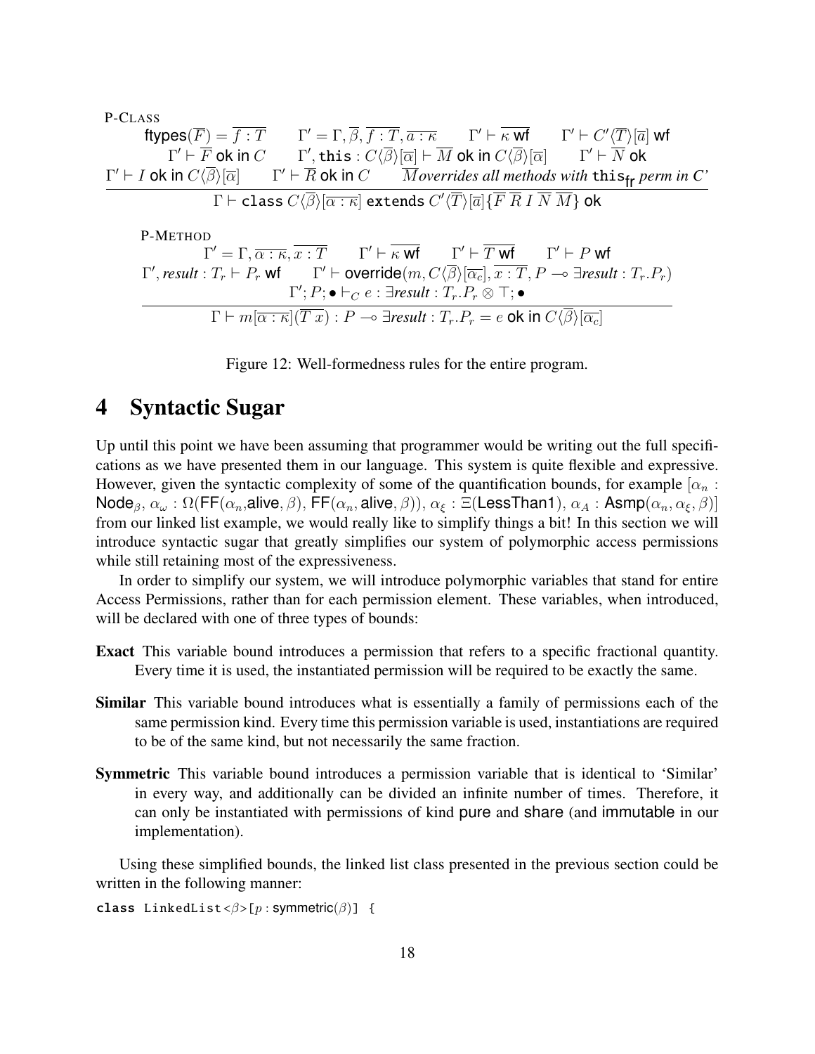P-CLASS

$$\frac{\begin{array}{c}\mathsf{ftypes}(\overline{F}) = \overline{f:T} \qquad \Gamma' = \Gamma, \overline{\beta}, \overline{f:T}, \overline{a:\kappa} \qquad \Gamma' \vdash \overline{\kappa\ \mathsf{wf}} \qquad \Gamma' \vdash C'\langle\overline{T}\rangle[\overline{a}]\ \mathsf{wf} \\ \Gamma' \vdash \overline{F}\ \mathsf{ok\ in}\ C \qquad \Gamma', \mathtt{this} : C\langle\overline{\beta}\rangle[\overline{\alpha}] \vdash \overline{M}\ \mathsf{ok\ in}\ C\langle\overline{\beta}\rangle[\overline{\alpha}] \qquad \Gamma' \vdash \overline{N}\ \mathsf{ok} \\ \Gamma' \vdash I\ \mathsf{ok\ in}\ C\langle\overline{\beta}\rangle[\overline{\alpha}] \qquad \Gamma' \vdash \overline{R}\ \mathsf{ok\ in}\ C \qquad \overline{M}\textit{overrides all methods with } \mathtt{this}_{\mathsf{fr}}\textit{ perm in C'}\end{array}}{\Gamma \vdash \mathtt{class}\ C\langle\overline{\beta}\rangle[\overline{\alpha:\kappa}]\ \mathtt{extends}\ C'\langle\overline{T}\rangle[\overline{a}]\{\overline{F}\ \overline{R}\ I\ \overline{N}\ \overline{M}\}\ \mathsf{ok}}$$

P-METHOD

$$\frac{\begin{array}{c}\Gamma' = \Gamma, \overline{\alpha:\kappa}, \overline{x:T} \qquad \Gamma' \vdash \overline{\kappa\ \mathsf{wf}} \qquad \Gamma' \vdash \overline{T\ \mathsf{wf}} \qquad \Gamma' \vdash P\ \mathsf{wf} \\ \Gamma', \textit{result} : T_r \vdash P_r\ \mathsf{wf} \qquad \Gamma' \vdash \mathsf{override}(m, C\langle\overline{\beta}\rangle[\overline{\alpha_c}], \overline{x:T}, P \multimap \exists \textit{result} : T_r.P_r) \\ \Gamma'; P; \bullet \vdash_C e : \exists \textit{result} : T_r.P_r \otimes \top; \bullet\end{array}}{\Gamma \vdash m[\overline{\alpha:\kappa}](\overline{T\ x}) : P \multimap \exists \textit{result} : T_r.P_r = e\ \mathsf{ok\ in}\ C\langle\overline{\beta}\rangle[\overline{\alpha_c}]}$$

Figure 12: Well-formedness rules for the entire program.

# 4 Syntactic Sugar

Up until this point we have been assuming that programmer would be writing out the full specifications as we have presented them in our language. This system is quite flexible and expressive. However, given the syntactic complexity of some of the quantification bounds, for example $[\alpha_n : \mathsf{Node}_\beta,\ \alpha_\omega : \Omega(\mathsf{FF}(\alpha_n, \mathsf{alive}, \beta), \mathsf{FF}(\alpha_n, \mathsf{alive}, \beta)),\ \alpha_\xi : \Xi(\mathsf{LessThan1}),\ \alpha_A : \mathsf{Asmp}(\alpha_n, \alpha_\xi, \beta)]$ from our linked list example, we would really like to simplify things a bit! In this section we will introduce syntactic sugar that greatly simplifies our system of polymorphic access permissions while still retaining most of the expressiveness.

In order to simplify our system, we will introduce polymorphic variables that stand for entire Access Permissions, rather than for each permission element. These variables, when introduced, will be declared with one of three types of bounds:

**Exact** This variable bound introduces a permission that refers to a specific fractional quantity. Every time it is used, the instantiated permission will be required to be exactly the same.

**Similar** This variable bound introduces what is essentially a family of permissions each of the same permission kind. Every time this permission variable is used, instantiations are required to be of the same kind, but not necessarily the same fraction.

**Symmetric** This variable bound introduces a permission variable that is identical to 'Similar' in every way, and additionally can be divided an infinite number of times. Therefore, it can only be instantiated with permissions of kind pure and share (and immutable in our implementation).

Using these simplified bounds, the linked list class presented in the previous section could be written in the following manner:

```
class LinkedList<β>[p : symmetric(β)] {
```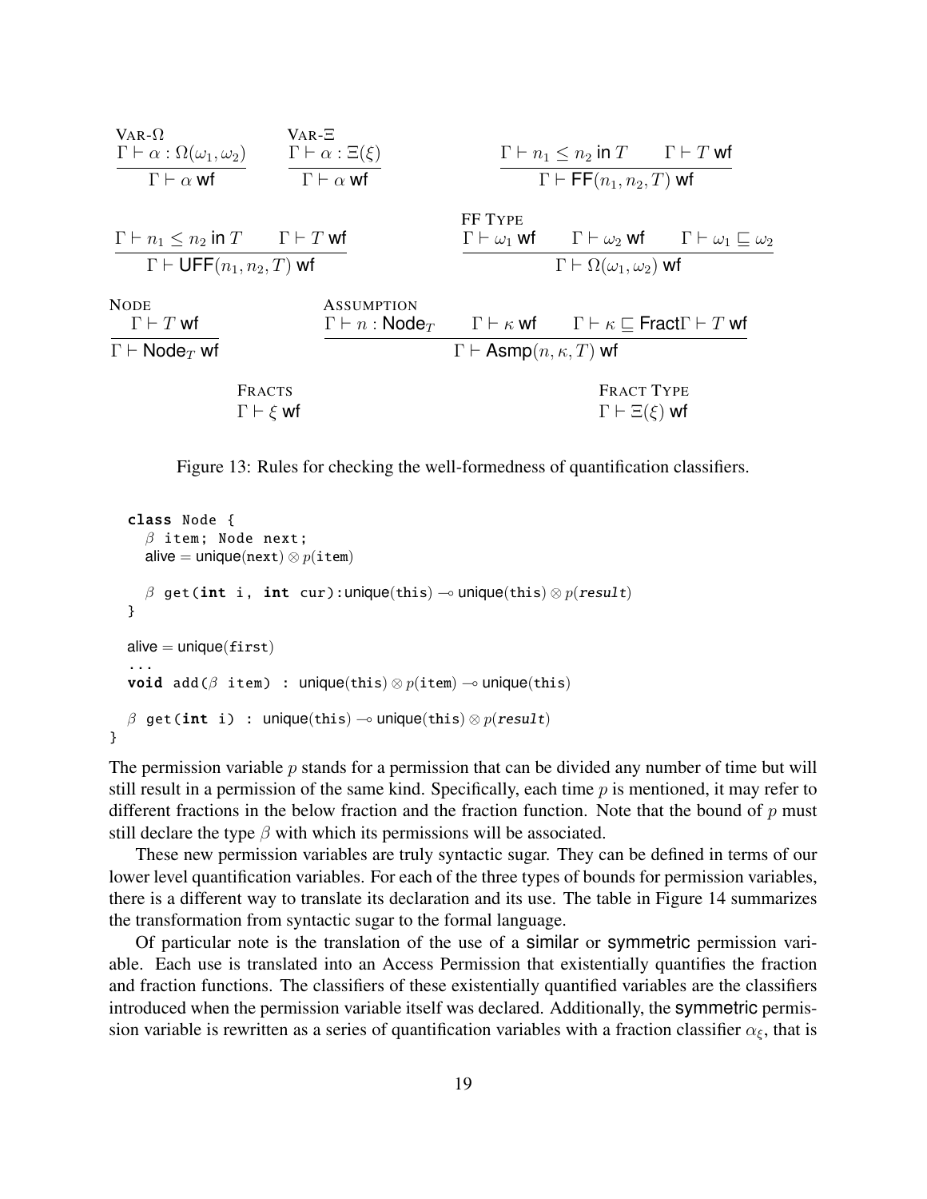VAR-Ω
$$\frac{\Gamma \vdash \alpha : \Omega(\omega_1, \omega_2)}{\Gamma \vdash \alpha \text{ wf}}$$

VAR-Ξ
$$\frac{\Gamma \vdash \alpha : \Xi(\xi)}{\Gamma \vdash \alpha \text{ wf}}$$

$$\frac{\Gamma \vdash n_1 \leq n_2 \text{ in } T \qquad \Gamma \vdash T \text{ wf}}{\Gamma \vdash \mathsf{FF}(n_1, n_2, T) \text{ wf}}$$

$$\frac{\Gamma \vdash n_1 \leq n_2 \text{ in } T \qquad \Gamma \vdash T \text{ wf}}{\Gamma \vdash \mathsf{UFF}(n_1, n_2, T) \text{ wf}}$$

FF TYPE
$$\frac{\Gamma \vdash \omega_1 \text{ wf} \qquad \Gamma \vdash \omega_2 \text{ wf} \qquad \Gamma \vdash \omega_1 \sqsubseteq \omega_2}{\Gamma \vdash \Omega(\omega_1, \omega_2) \text{ wf}}$$

NODE
$$\frac{\Gamma \vdash T \text{ wf}}{\Gamma \vdash \mathsf{Node}_T \text{ wf}}$$

ASSUMPTION
$$\frac{\Gamma \vdash n : \mathsf{Node}_T \qquad \Gamma \vdash \kappa \text{ wf} \qquad \Gamma \vdash \kappa \sqsubseteq \mathsf{Fract} \Gamma \vdash T \text{ wf}}{\Gamma \vdash \mathsf{Asmp}(n, \kappa, T) \text{ wf}}$$

FRACTS
$$\Gamma \vdash \xi \text{ wf}$$

FRACT TYPE
$$\Gamma \vdash \Xi(\xi) \text{ wf}$$

Figure 13: Rules for checking the well-formedness of quantification classifiers.

```
  class Node {
    β item; Node next;
    alive = unique(next) ⊗ p(item)

    β get(int i, int cur):unique(this) ⊸ unique(this) ⊗ p(result)
  }

  alive = unique(first)
  ...
  void add(β item) : unique(this) ⊗ p(item) ⊸ unique(this)

  β get(int i) : unique(this) ⊸ unique(this) ⊗ p(result)
}
```

The permission variable $p$ stands for a permission that can be divided any number of time but will still result in a permission of the same kind. Specifically, each time $p$ is mentioned, it may refer to different fractions in the below fraction and the fraction function. Note that the bound of $p$ must still declare the type $\beta$ with which its permissions will be associated.

These new permission variables are truly syntactic sugar. They can be defined in terms of our lower level quantification variables. For each of the three types of bounds for permission variables, there is a different way to translate its declaration and its use. The table in Figure 14 summarizes the transformation from syntactic sugar to the formal language.

Of particular note is the translation of the use of a similar or symmetric permission variable. Each use is translated into an Access Permission that existentially quantifies the fraction and fraction functions. The classifiers of these existentially quantified variables are the classifiers introduced when the permission variable itself was declared. Additionally, the symmetric permission variable is rewritten as a series of quantification variables with a fraction classifier $\alpha_\xi$, that is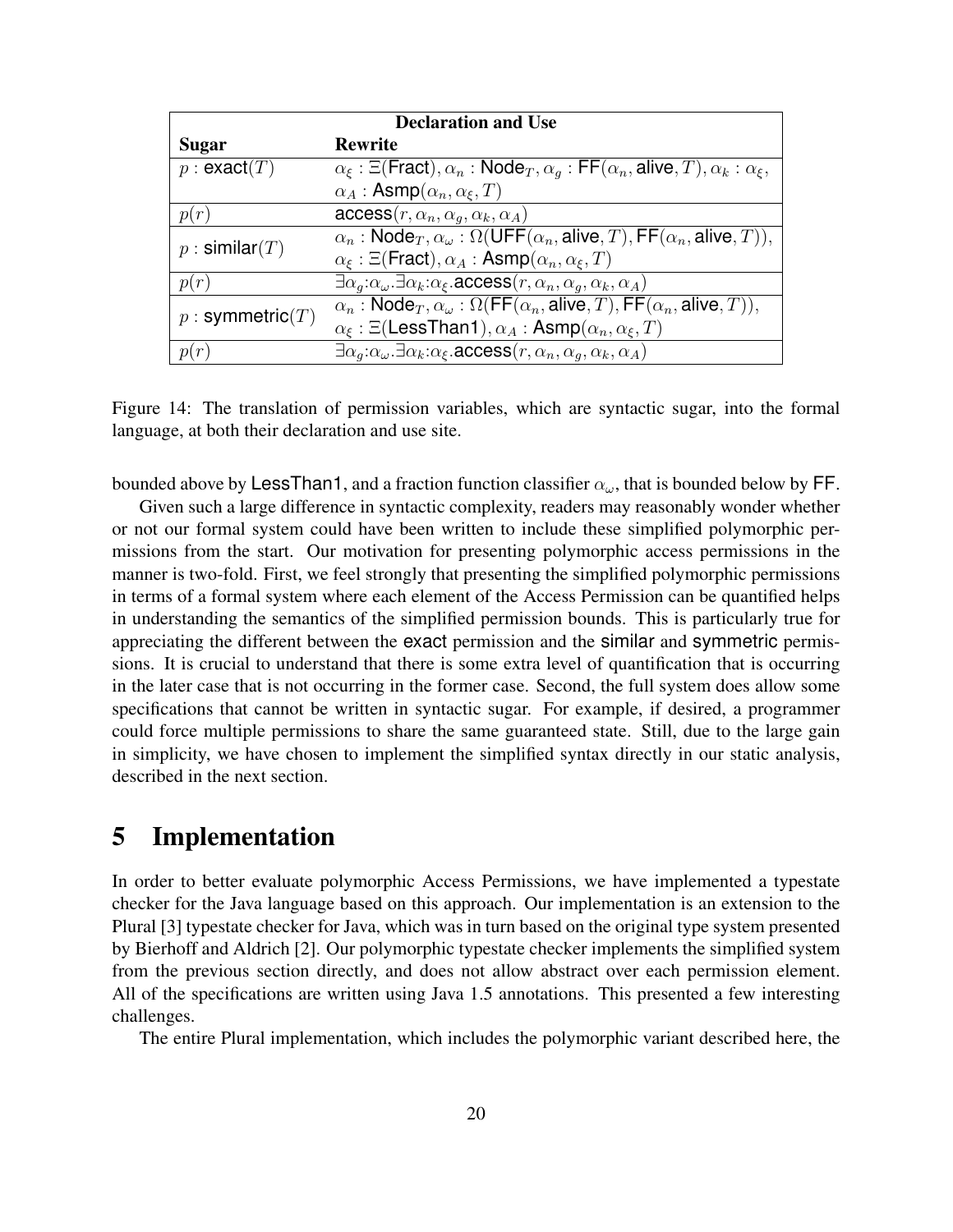| Declaration and Use | |
|---|---|
| **Sugar** | **Rewrite** |
| $p : \mathsf{exact}(T)$ | $\alpha_\xi : \Xi(\mathsf{Fract}), \alpha_n : \mathsf{Node}_T, \alpha_g : \mathsf{FF}(\alpha_n, \mathsf{alive}, T), \alpha_k : \alpha_\xi,$ $\alpha_A : \mathsf{Asmp}(\alpha_n, \alpha_\xi, T)$ |
| $p(r)$ | $\mathsf{access}(r, \alpha_n, \alpha_g, \alpha_k, \alpha_A)$ |
| $p : \mathsf{similar}(T)$ | $\alpha_n : \mathsf{Node}_T, \alpha_\omega : \Omega(\mathsf{UFF}(\alpha_n, \mathsf{alive}, T), \mathsf{FF}(\alpha_n, \mathsf{alive}, T)),$ $\alpha_\xi : \Xi(\mathsf{Fract}), \alpha_A : \mathsf{Asmp}(\alpha_n, \alpha_\xi, T)$ |
| $p(r)$ | $\exists \alpha_g{:}\alpha_\omega . \exists \alpha_k{:}\alpha_\xi . \mathsf{access}(r, \alpha_n, \alpha_g, \alpha_k, \alpha_A)$ |
| $p : \mathsf{symmetric}(T)$ | $\alpha_n : \mathsf{Node}_T, \alpha_\omega : \Omega(\mathsf{FF}(\alpha_n, \mathsf{alive}, T), \mathsf{FF}(\alpha_n, \mathsf{alive}, T)),$ $\alpha_\xi : \Xi(\mathsf{LessThan1}), \alpha_A : \mathsf{Asmp}(\alpha_n, \alpha_\xi, T)$ |
| $p(r)$ | $\exists \alpha_g{:}\alpha_\omega . \exists \alpha_k{:}\alpha_\xi . \mathsf{access}(r, \alpha_n, \alpha_g, \alpha_k, \alpha_A)$ |

Figure 14: The translation of permission variables, which are syntactic sugar, into the formal language, at both their declaration and use site.

bounded above by LessThan1, and a fraction function classifier $\alpha_\omega$, that is bounded below by FF.

Given such a large difference in syntactic complexity, readers may reasonably wonder whether or not our formal system could have been written to include these simplified polymorphic permissions from the start. Our motivation for presenting polymorphic access permissions in the manner is two-fold. First, we feel strongly that presenting the simplified polymorphic permissions in terms of a formal system where each element of the Access Permission can be quantified helps in understanding the semantics of the simplified permission bounds. This is particularly true for appreciating the different between the exact permission and the similar and symmetric permissions. It is crucial to understand that there is some extra level of quantification that is occurring in the later case that is not occurring in the former case. Second, the full system does allow some specifications that cannot be written in syntactic sugar. For example, if desired, a programmer could force multiple permissions to share the same guaranteed state. Still, due to the large gain in simplicity, we have chosen to implement the simplified syntax directly in our static analysis, described in the next section.

# 5 Implementation

In order to better evaluate polymorphic Access Permissions, we have implemented a typestate checker for the Java language based on this approach. Our implementation is an extension to the Plural [3] typestate checker for Java, which was in turn based on the original type system presented by Bierhoff and Aldrich [2]. Our polymorphic typestate checker implements the simplified system from the previous section directly, and does not allow abstract over each permission element. All of the specifications are written using Java 1.5 annotations. This presented a few interesting challenges.

The entire Plural implementation, which includes the polymorphic variant described here, the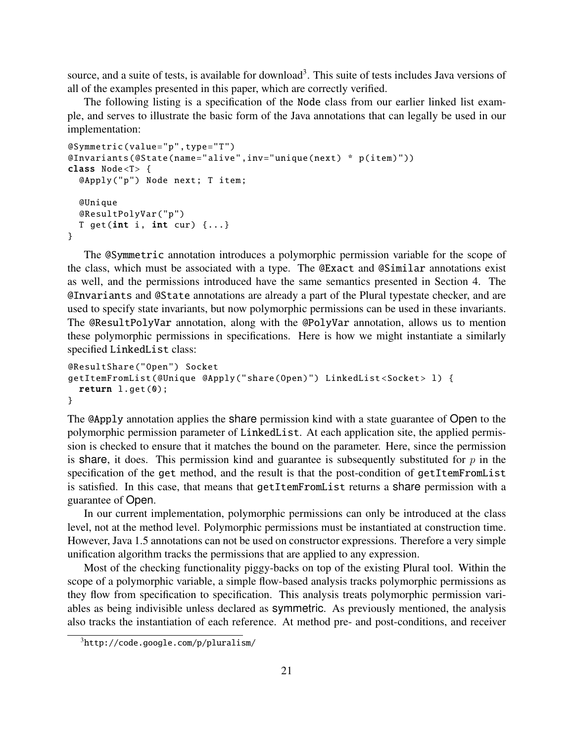source, and a suite of tests, is available for download[3]. This suite of tests includes Java versions of all of the examples presented in this paper, which are correctly verified.

The following listing is a specification of the Node class from our earlier linked list example, and serves to illustrate the basic form of the Java annotations that can legally be used in our implementation:

```
@Symmetric(value="p",type="T")
@Invariants(@State(name="alive",inv="unique(next) * p(item)"))
class Node<T> {
  @Apply("p") Node next; T item;

  @Unique
  @ResultPolyVar("p")
  T get(int i, int cur) {...}
}
```

The @Symmetric annotation introduces a polymorphic permission variable for the scope of the class, which must be associated with a type. The @Exact and @Similar annotations exist as well, and the permissions introduced have the same semantics presented in Section 4. The @Invariants and @State annotations are already a part of the Plural typestate checker, and are used to specify state invariants, but now polymorphic permissions can be used in these invariants. The @ResultPolyVar annotation, along with the @PolyVar annotation, allows us to mention these polymorphic permissions in specifications. Here is how we might instantiate a similarly specified LinkedList class:

```
@ResultShare("Open") Socket
getItemFromList(@Unique @Apply("share(Open)") LinkedList<Socket> l) {
  return l.get(0);
}
```

The @Apply annotation applies the share permission kind with a state guarantee of Open to the polymorphic permission parameter of LinkedList. At each application site, the applied permission is checked to ensure that it matches the bound on the parameter. Here, since the permission is share, it does. This permission kind and guarantee is subsequently substituted for $p$ in the specification of the get method, and the result is that the post-condition of getItemFromList is satisfied. In this case, that means that getItemFromList returns a share permission with a guarantee of Open.

In our current implementation, polymorphic permissions can only be introduced at the class level, not at the method level. Polymorphic permissions must be instantiated at construction time. However, Java 1.5 annotations can not be used on constructor expressions. Therefore a very simple unification algorithm tracks the permissions that are applied to any expression.

Most of the checking functionality piggy-backs on top of the existing Plural tool. Within the scope of a polymorphic variable, a simple flow-based analysis tracks polymorphic permissions as they flow from specification to specification. This analysis treats polymorphic permission variables as being indivisible unless declared as symmetric. As previously mentioned, the analysis also tracks the instantiation of each reference. At method pre- and post-conditions, and receiver

[3] http://code.google.com/p/pluralism/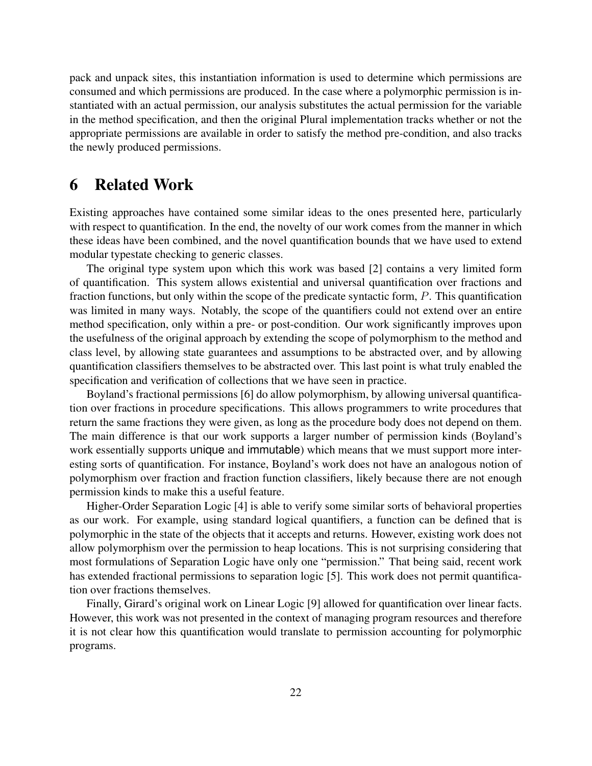pack and unpack sites, this instantiation information is used to determine which permissions are consumed and which permissions are produced. In the case where a polymorphic permission is instantiated with an actual permission, our analysis substitutes the actual permission for the variable in the method specification, and then the original Plural implementation tracks whether or not the appropriate permissions are available in order to satisfy the method pre-condition, and also tracks the newly produced permissions.

## 6 Related Work

Existing approaches have contained some similar ideas to the ones presented here, particularly with respect to quantification. In the end, the novelty of our work comes from the manner in which these ideas have been combined, and the novel quantification bounds that we have used to extend modular typestate checking to generic classes.

The original type system upon which this work was based [2] contains a very limited form of quantification. This system allows existential and universal quantification over fractions and fraction functions, but only within the scope of the predicate syntactic form, $P$. This quantification was limited in many ways. Notably, the scope of the quantifiers could not extend over an entire method specification, only within a pre- or post-condition. Our work significantly improves upon the usefulness of the original approach by extending the scope of polymorphism to the method and class level, by allowing state guarantees and assumptions to be abstracted over, and by allowing quantification classifiers themselves to be abstracted over. This last point is what truly enabled the specification and verification of collections that we have seen in practice.

Boyland's fractional permissions [6] do allow polymorphism, by allowing universal quantification over fractions in procedure specifications. This allows programmers to write procedures that return the same fractions they were given, as long as the procedure body does not depend on them. The main difference is that our work supports a larger number of permission kinds (Boyland's work essentially supports unique and immutable) which means that we must support more interesting sorts of quantification. For instance, Boyland's work does not have an analogous notion of polymorphism over fraction and fraction function classifiers, likely because there are not enough permission kinds to make this a useful feature.

Higher-Order Separation Logic [4] is able to verify some similar sorts of behavioral properties as our work. For example, using standard logical quantifiers, a function can be defined that is polymorphic in the state of the objects that it accepts and returns. However, existing work does not allow polymorphism over the permission to heap locations. This is not surprising considering that most formulations of Separation Logic have only one "permission." That being said, recent work has extended fractional permissions to separation logic [5]. This work does not permit quantification over fractions themselves.

Finally, Girard's original work on Linear Logic [9] allowed for quantification over linear facts. However, this work was not presented in the context of managing program resources and therefore it is not clear how this quantification would translate to permission accounting for polymorphic programs.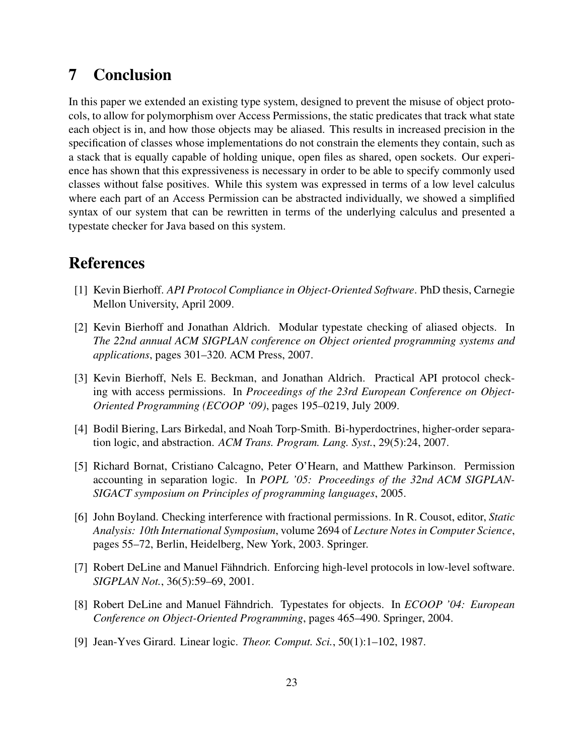## 7 Conclusion

In this paper we extended an existing type system, designed to prevent the misuse of object protocols, to allow for polymorphism over Access Permissions, the static predicates that track what state each object is in, and how those objects may be aliased. This results in increased precision in the specification of classes whose implementations do not constrain the elements they contain, such as a stack that is equally capable of holding unique, open files as shared, open sockets. Our experience has shown that this expressiveness is necessary in order to be able to specify commonly used classes without false positives. While this system was expressed in terms of a low level calculus where each part of an Access Permission can be abstracted individually, we showed a simplified syntax of our system that can be rewritten in terms of the underlying calculus and presented a typestate checker for Java based on this system.

## References

[1] Kevin Bierhoff. *API Protocol Compliance in Object-Oriented Software*. PhD thesis, Carnegie Mellon University, April 2009.

[2] Kevin Bierhoff and Jonathan Aldrich. Modular typestate checking of aliased objects. In *The 22nd annual ACM SIGPLAN conference on Object oriented programming systems and applications*, pages 301–320. ACM Press, 2007.

[3] Kevin Bierhoff, Nels E. Beckman, and Jonathan Aldrich. Practical API protocol checking with access permissions. In *Proceedings of the 23rd European Conference on Object-Oriented Programming (ECOOP '09)*, pages 195–0219, July 2009.

[4] Bodil Biering, Lars Birkedal, and Noah Torp-Smith. Bi-hyperdoctrines, higher-order separation logic, and abstraction. *ACM Trans. Program. Lang. Syst.*, 29(5):24, 2007.

[5] Richard Bornat, Cristiano Calcagno, Peter O'Hearn, and Matthew Parkinson. Permission accounting in separation logic. In *POPL '05: Proceedings of the 32nd ACM SIGPLAN-SIGACT symposium on Principles of programming languages*, 2005.

[6] John Boyland. Checking interference with fractional permissions. In R. Cousot, editor, *Static Analysis: 10th International Symposium*, volume 2694 of *Lecture Notes in Computer Science*, pages 55–72, Berlin, Heidelberg, New York, 2003. Springer.

[7] Robert DeLine and Manuel Fähndrich. Enforcing high-level protocols in low-level software. *SIGPLAN Not.*, 36(5):59–69, 2001.

[8] Robert DeLine and Manuel Fähndrich. Typestates for objects. In *ECOOP '04: European Conference on Object-Oriented Programming*, pages 465–490. Springer, 2004.

[9] Jean-Yves Girard. Linear logic. *Theor. Comput. Sci.*, 50(1):1–102, 1987.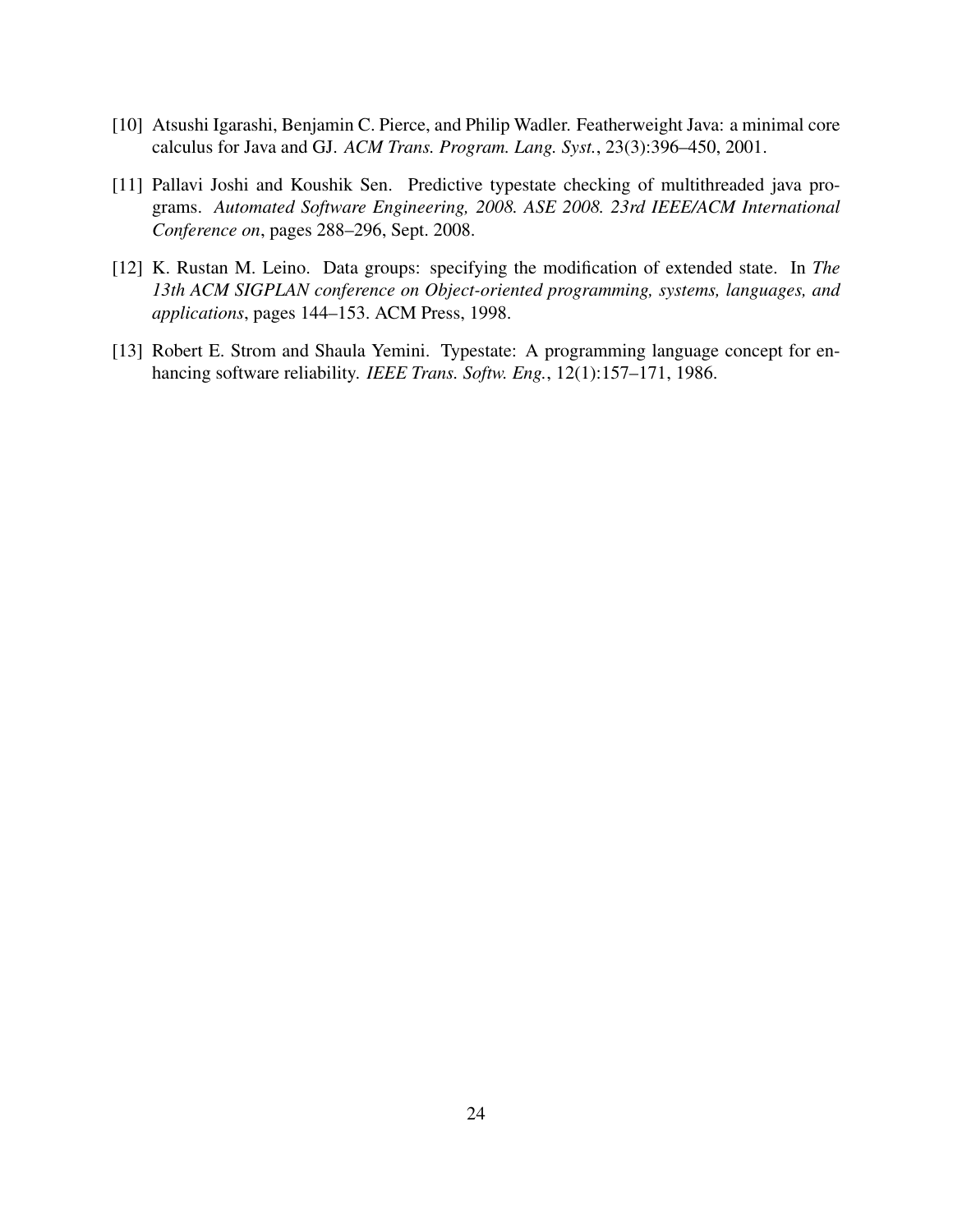[10] Atsushi Igarashi, Benjamin C. Pierce, and Philip Wadler. Featherweight Java: a minimal core calculus for Java and GJ. *ACM Trans. Program. Lang. Syst.*, 23(3):396–450, 2001.

[11] Pallavi Joshi and Koushik Sen. Predictive typestate checking of multithreaded java programs. *Automated Software Engineering, 2008. ASE 2008. 23rd IEEE/ACM International Conference on*, pages 288–296, Sept. 2008.

[12] K. Rustan M. Leino. Data groups: specifying the modification of extended state. In *The 13th ACM SIGPLAN conference on Object-oriented programming, systems, languages, and applications*, pages 144–153. ACM Press, 1998.

[13] Robert E. Strom and Shaula Yemini. Typestate: A programming language concept for enhancing software reliability. *IEEE Trans. Softw. Eng.*, 12(1):157–171, 1986.